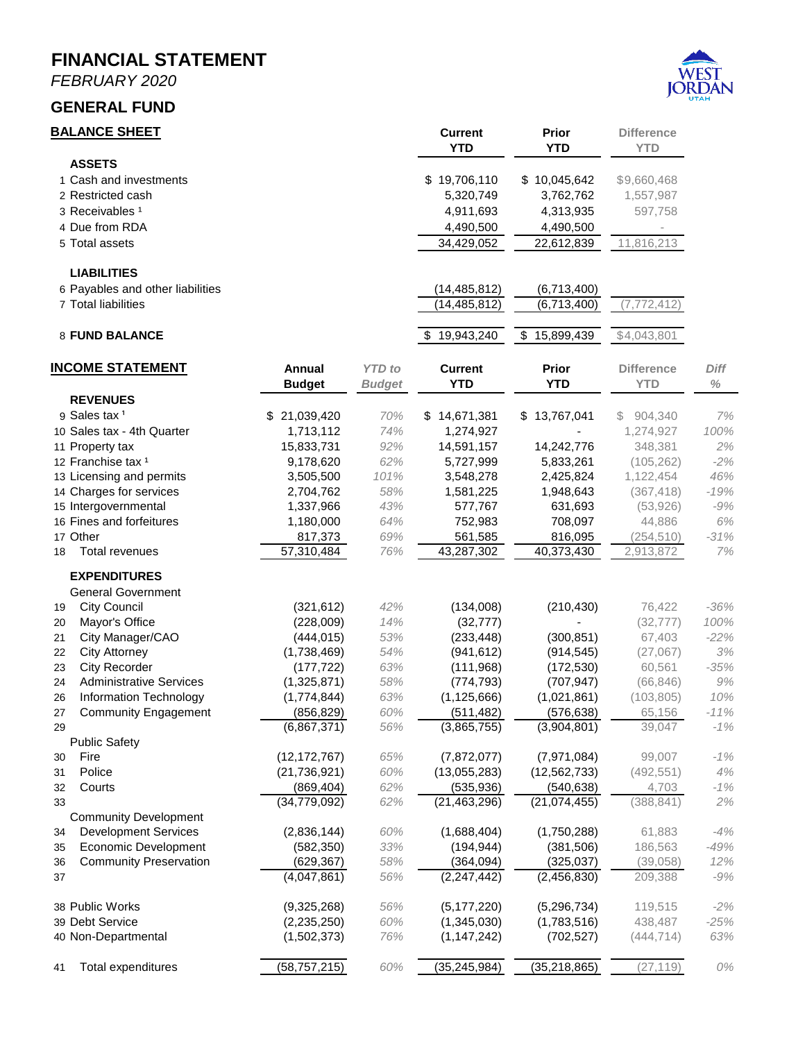# FINANCIAL STATEMENT

*FEBRUARY 2020*

## GENERAL FUND

### BALANCE SHEET

| | | Current YTD | Prior YTD | Difference YTD |
|---|---|---|---|---|
| | **ASSETS** | | | |
| 1 | Cash and investments | $ 19,706,110 | $ 10,045,642 | $9,660,468 |
| 2 | Restricted cash | 5,320,749 | 3,762,762 | 1,557,987 |
| 3 | Receivables [1] | 4,911,693 | 4,313,935 | 597,758 |
| 4 | Due from RDA | 4,490,500 | 4,490,500 | - |
| 5 | Total assets | 34,429,052 | 22,612,839 | 11,816,213 |
| | **LIABILITIES** | | | |
| 6 | Payables and other liabilities | (14,485,812) | (6,713,400) | |
| 7 | Total liabilities | (14,485,812) | (6,713,400) | (7,772,412) |
| 8 | **FUND BALANCE** | $ 19,943,240 | $ 15,899,439 | $4,043,801 |

### INCOME STATEMENT

| | | Annual Budget | *YTD to Budget* | Current YTD | Prior YTD | Difference YTD | *Diff %* |
|---|---|---|---|---|---|---|---|
| | **REVENUES** | | | | | | |
| 9 | Sales tax [1] | $ 21,039,420 | *70%* | $ 14,671,381 | $ 13,767,041 | $ 904,340 | *7%* |
| 10 | Sales tax - 4th Quarter | 1,713,112 | *74%* | 1,274,927 | - | 1,274,927 | *100%* |
| 11 | Property tax | 15,833,731 | *92%* | 14,591,157 | 14,242,776 | 348,381 | *2%* |
| 12 | Franchise tax [1] | 9,178,620 | *62%* | 5,727,999 | 5,833,261 | (105,262) | *-2%* |
| 13 | Licensing and permits | 3,505,500 | *101%* | 3,548,278 | 2,425,824 | 1,122,454 | *46%* |
| 14 | Charges for services | 2,704,762 | *58%* | 1,581,225 | 1,948,643 | (367,418) | *-19%* |
| 15 | Intergovernmental | 1,337,966 | *43%* | 577,767 | 631,693 | (53,926) | *-9%* |
| 16 | Fines and forfeitures | 1,180,000 | *64%* | 752,983 | 708,097 | 44,886 | *6%* |
| 17 | Other | 817,373 | *69%* | 561,585 | 816,095 | (254,510) | *-31%* |
| 18 | Total revenues | 57,310,484 | *76%* | 43,287,302 | 40,373,430 | 2,913,872 | *7%* |
| | **EXPENDITURES** | | | | | | |
| | General Government | | | | | | |
| 19 | City Council | (321,612) | *42%* | (134,008) | (210,430) | 76,422 | *-36%* |
| 20 | Mayor's Office | (228,009) | *14%* | (32,777) | - | (32,777) | *100%* |
| 21 | City Manager/CAO | (444,015) | *53%* | (233,448) | (300,851) | 67,403 | *-22%* |
| 22 | City Attorney | (1,738,469) | *54%* | (941,612) | (914,545) | (27,067) | *3%* |
| 23 | City Recorder | (177,722) | *63%* | (111,968) | (172,530) | 60,561 | *-35%* |
| 24 | Administrative Services | (1,325,871) | *58%* | (774,793) | (707,947) | (66,846) | *9%* |
| 26 | Information Technology | (1,774,844) | *63%* | (1,125,666) | (1,021,861) | (103,805) | *10%* |
| 27 | Community Engagement | (856,829) | *60%* | (511,482) | (576,638) | 65,156 | *-11%* |
| 29 | | (6,867,371) | *56%* | (3,865,755) | (3,904,801) | 39,047 | *-1%* |
| | Public Safety | | | | | | |
| 30 | Fire | (12,172,767) | *65%* | (7,872,077) | (7,971,084) | 99,007 | *-1%* |
| 31 | Police | (21,736,921) | *60%* | (13,055,283) | (12,562,733) | (492,551) | *4%* |
| 32 | Courts | (869,404) | *62%* | (535,936) | (540,638) | 4,703 | *-1%* |
| 33 | | (34,779,092) | *62%* | (21,463,296) | (21,074,455) | (388,841) | *2%* |
| | Community Development | | | | | | |
| 34 | Development Services | (2,836,144) | *60%* | (1,688,404) | (1,750,288) | 61,883 | *-4%* |
| 35 | Economic Development | (582,350) | *33%* | (194,944) | (381,506) | 186,563 | *-49%* |
| 36 | Community Preservation | (629,367) | *58%* | (364,094) | (325,037) | (39,058) | *12%* |
| 37 | | (4,047,861) | *56%* | (2,247,442) | (2,456,830) | 209,388 | *-9%* |
| 38 | Public Works | (9,325,268) | *56%* | (5,177,220) | (5,296,734) | 119,515 | *-2%* |
| 39 | Debt Service | (2,235,250) | *60%* | (1,345,030) | (1,783,516) | 438,487 | *-25%* |
| 40 | Non-Departmental | (1,502,373) | *76%* | (1,147,242) | (702,527) | (444,714) | *63%* |
| 41 | Total expenditures | (58,757,215) | *60%* | (35,245,984) | (35,218,865) | (27,119) | *0%* |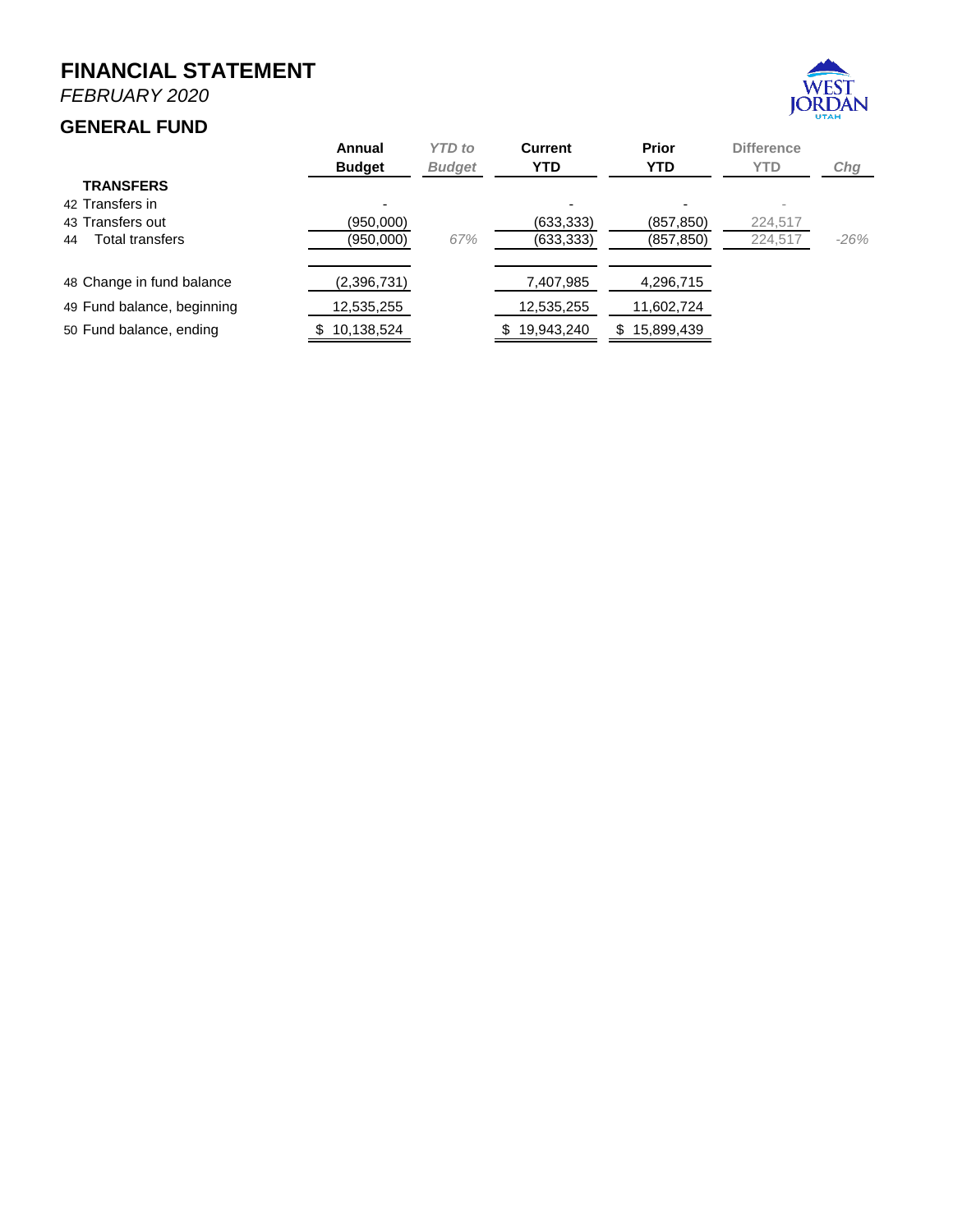# FINANCIAL STATEMENT

*FEBRUARY 2020*

## GENERAL FUND

| | Annual Budget | *YTD to Budget* | Current YTD | Prior YTD | Difference YTD | *Chg* |
|---|---|---|---|---|---|---|
| **TRANSFERS** | | | | | | |
| 42 Transfers in | - | | - | - | - | |
| 43 Transfers out | (950,000) | | (633,333) | (857,850) | 224,517 | |
| 44 Total transfers | (950,000) | *67%* | (633,333) | (857,850) | 224,517 | *-26%* |
| 48 Change in fund balance | (2,396,731) | | 7,407,985 | 4,296,715 | | |
| 49 Fund balance, beginning | 12,535,255 | | 12,535,255 | 11,602,724 | | |
| 50 Fund balance, ending | $ 10,138,524 | | $ 19,943,240 | $ 15,899,439 | | |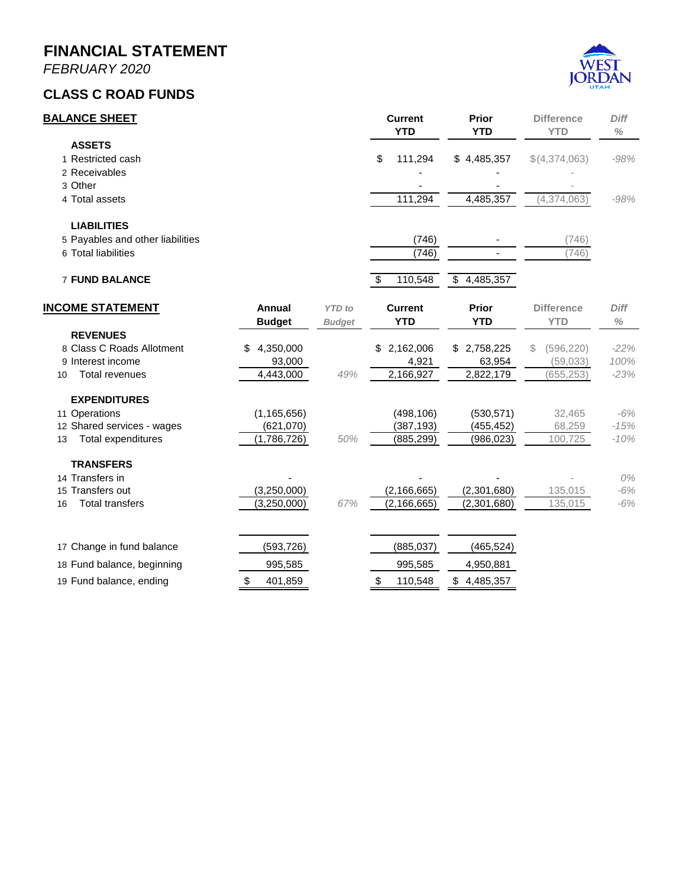# FINANCIAL STATEMENT

*FEBRUARY 2020*

## CLASS C ROAD FUNDS

### BALANCE SHEET

| | | Current YTD | Prior YTD | Difference YTD | Diff % |
|---|---|---|---|---|---|
| | **ASSETS** | | | | |
| 1 | Restricted cash | $ 111,294 | $ 4,485,357 | $(4,374,063) | -98% |
| 2 | Receivables | - | - | - | |
| 3 | Other | - | - | - | |
| 4 | Total assets | 111,294 | 4,485,357 | (4,374,063) | -98% |
| | **LIABILITIES** | | | | |
| 5 | Payables and other liabilities | (746) | - | (746) | |
| 6 | Total liabilities | (746) | - | (746) | |
| 7 | **FUND BALANCE** | $ 110,548 | $ 4,485,357 | | |

### INCOME STATEMENT

| | | Annual Budget | *YTD to Budget* | Current YTD | Prior YTD | Difference YTD | Diff % |
|---|---|---|---|---|---|---|---|
| | **REVENUES** | | | | | | |
| 8 | Class C Roads Allotment | $ 4,350,000 | | $ 2,162,006 | $ 2,758,225 | $ (596,220) | -22% |
| 9 | Interest income | 93,000 | | 4,921 | 63,954 | (59,033) | 100% |
| 10 | Total revenues | 4,443,000 | 49% | 2,166,927 | 2,822,179 | (655,253) | -23% |
| | **EXPENDITURES** | | | | | | |
| 11 | Operations | (1,165,656) | | (498,106) | (530,571) | 32,465 | -6% |
| 12 | Shared services - wages | (621,070) | | (387,193) | (455,452) | 68,259 | -15% |
| 13 | Total expenditures | (1,786,726) | 50% | (885,299) | (986,023) | 100,725 | -10% |
| | **TRANSFERS** | | | | | | |
| 14 | Transfers in | - | | - | - | - | 0% |
| 15 | Transfers out | (3,250,000) | | (2,166,665) | (2,301,680) | 135,015 | -6% |
| 16 | Total transfers | (3,250,000) | 67% | (2,166,665) | (2,301,680) | 135,015 | -6% |
| 17 | Change in fund balance | (593,726) | | (885,037) | (465,524) | | |
| 18 | Fund balance, beginning | 995,585 | | 995,585 | 4,950,881 | | |
| 19 | Fund balance, ending | $ 401,859 | | $ 110,548 | $ 4,485,357 | | |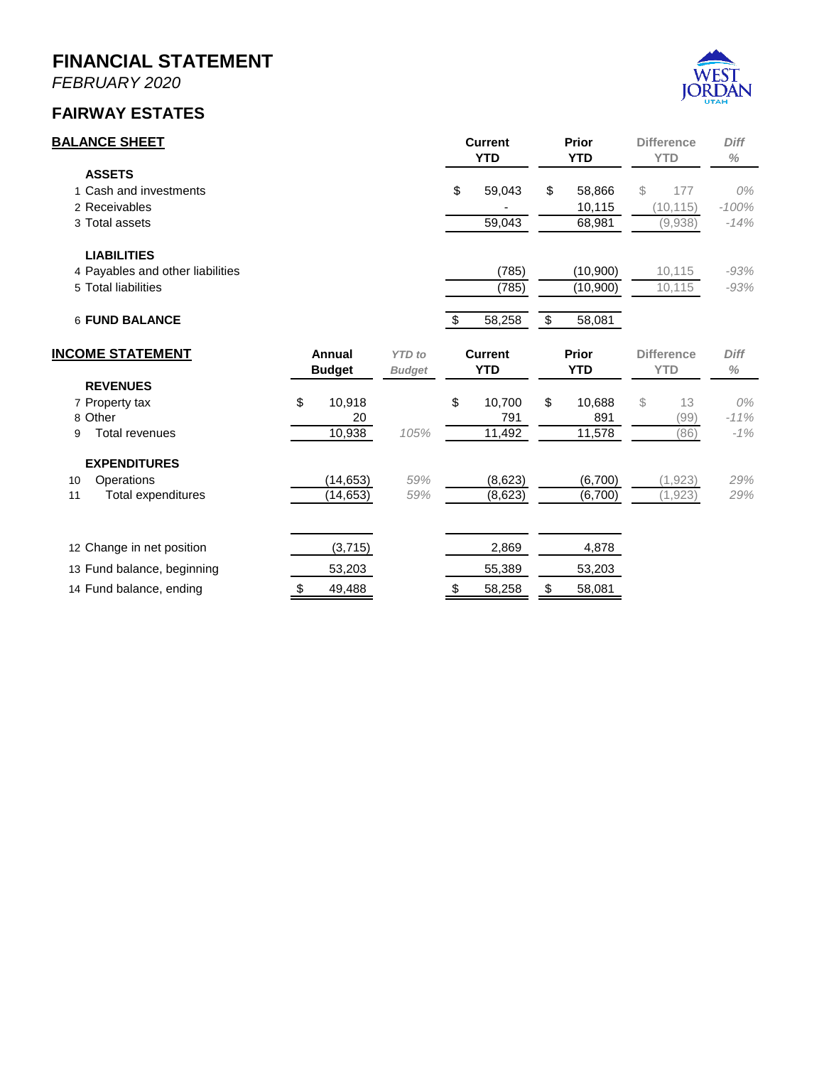# FINANCIAL STATEMENT

*FEBRUARY 2020*

## FAIRWAY ESTATES

| **BALANCE SHEET** | Current YTD | Prior YTD | Difference YTD | Diff % |
|---|---|---|---|---|
| **ASSETS** | | | | |
| 1 Cash and investments | $ 59,043 | $ 58,866 | $ 177 | 0% |
| 2 Receivables | - | 10,115 | (10,115) | -100% |
| 3 Total assets | 59,043 | 68,981 | (9,938) | -14% |
| **LIABILITIES** | | | | |
| 4 Payables and other liabilities | (785) | (10,900) | 10,115 | -93% |
| 5 Total liabilities | (785) | (10,900) | 10,115 | -93% |
| 6 **FUND BALANCE** | $ 58,258 | $ 58,081 | | |

| **INCOME STATEMENT** | Annual Budget | *YTD to Budget* | Current YTD | Prior YTD | Difference YTD | *Diff %* |
|---|---|---|---|---|---|---|
| **REVENUES** | | | | | | |
| 7 Property tax | $ 10,918 | | $ 10,700 | $ 10,688 | $ 13 | 0% |
| 8 Other | 20 | | 791 | 891 | (99) | -11% |
| 9 Total revenues | 10,938 | 105% | 11,492 | 11,578 | (86) | -1% |
| **EXPENDITURES** | | | | | | |
| 10 Operations | (14,653) | 59% | (8,623) | (6,700) | (1,923) | 29% |
| 11 Total expenditures | (14,653) | 59% | (8,623) | (6,700) | (1,923) | 29% |
| 12 Change in net position | (3,715) | | 2,869 | 4,878 | | |
| 13 Fund balance, beginning | 53,203 | | 55,389 | 53,203 | | |
| 14 Fund balance, ending | $ 49,488 | | $ 58,258 | $ 58,081 | | |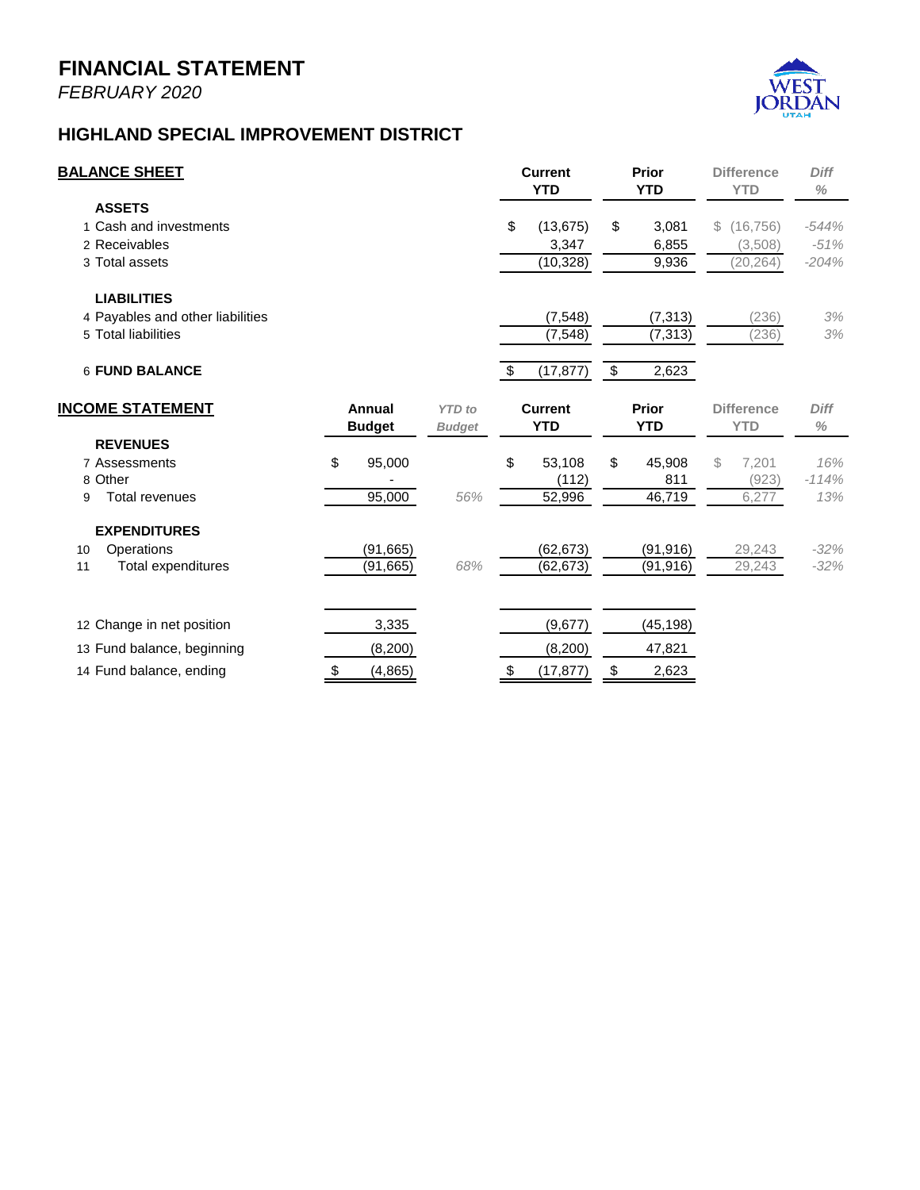# FINANCIAL STATEMENT

*FEBRUARY 2020*

## HIGHLAND SPECIAL IMPROVEMENT DISTRICT

| **BALANCE SHEET** | **Current YTD** | **Prior YTD** | **Difference YTD** | ***Diff %*** |
|---|---|---|---|---|
| **ASSETS** | | | | |
| 1 Cash and investments | $ (13,675) | $ 3,081 | $ (16,756) | *-544%* |
| 2 Receivables | 3,347 | 6,855 | (3,508) | *-51%* |
| 3 Total assets | (10,328) | 9,936 | (20,264) | *-204%* |
| **LIABILITIES** | | | | |
| 4 Payables and other liabilities | (7,548) | (7,313) | (236) | *3%* |
| 5 Total liabilities | (7,548) | (7,313) | (236) | *3%* |
| 6 **FUND BALANCE** | $ (17,877) | $ 2,623 | | |

| **INCOME STATEMENT** | **Annual Budget** | ***YTD to Budget*** | **Current YTD** | **Prior YTD** | **Difference YTD** | ***Diff %*** |
|---|---|---|---|---|---|---|
| **REVENUES** | | | | | | |
| 7 Assessments | $ 95,000 | | $ 53,108 | $ 45,908 | $ 7,201 | *16%* |
| 8 Other | - | | (112) | 811 | (923) | *-114%* |
| 9 Total revenues | 95,000 | *56%* | 52,996 | 46,719 | 6,277 | *13%* |
| **EXPENDITURES** | | | | | | |
| 10 Operations | (91,665) | | (62,673) | (91,916) | 29,243 | *-32%* |
| 11 Total expenditures | (91,665) | *68%* | (62,673) | (91,916) | 29,243 | *-32%* |
| 12 Change in net position | 3,335 | | (9,677) | (45,198) | | |
| 13 Fund balance, beginning | (8,200) | | (8,200) | 47,821 | | |
| 14 Fund balance, ending | $ (4,865) | | $ (17,877) | $ 2,623 | | |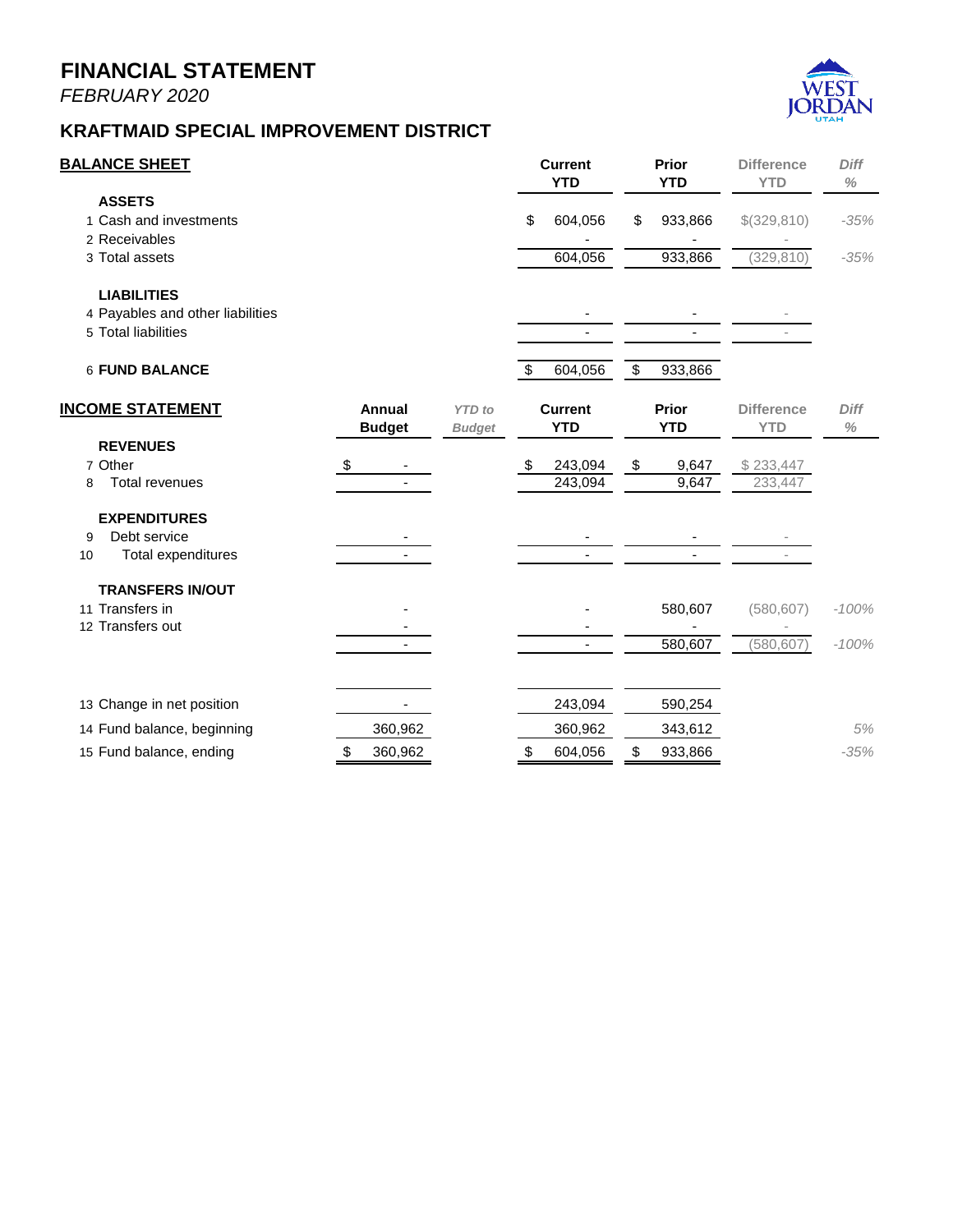# FINANCIAL STATEMENT

*FEBRUARY 2020*

## KRAFTMAID SPECIAL IMPROVEMENT DISTRICT

| **BALANCE SHEET** | Current YTD | Prior YTD | Difference YTD | Diff % |
|---|---|---|---|---|
| **ASSETS** | | | | |
| 1 Cash and investments | $ 604,056 | $ 933,866 | $(329,810) | -35% |
| 2 Receivables | - | - | - | |
| 3 Total assets | 604,056 | 933,866 | (329,810) | -35% |
| **LIABILITIES** | | | | |
| 4 Payables and other liabilities | - | - | - | |
| 5 Total liabilities | - | - | - | |
| 6 **FUND BALANCE** | $ 604,056 | $ 933,866 | | |

| **INCOME STATEMENT** | Annual Budget | *YTD to Budget* | Current YTD | Prior YTD | Difference YTD | Diff % |
|---|---|---|---|---|---|---|
| **REVENUES** | | | | | | |
| 7 Other | $ - | | $ 243,094 | $ 9,647 | $ 233,447 | |
| 8 Total revenues | - | | 243,094 | 9,647 | 233,447 | |
| **EXPENDITURES** | | | | | | |
| 9 Debt service | - | | - | - | - | |
| 10 Total expenditures | - | | - | - | - | |
| **TRANSFERS IN/OUT** | | | | | | |
| 11 Transfers in | - | | - | 580,607 | (580,607) | -100% |
| 12 Transfers out | - | | - | - | - | |
| | - | | - | 580,607 | (580,607) | -100% |
| 13 Change in net position | - | | 243,094 | 590,254 | | |
| 14 Fund balance, beginning | 360,962 | | 360,962 | 343,612 | | 5% |
| 15 Fund balance, ending | $ 360,962 | | $ 604,056 | $ 933,866 | | -35% |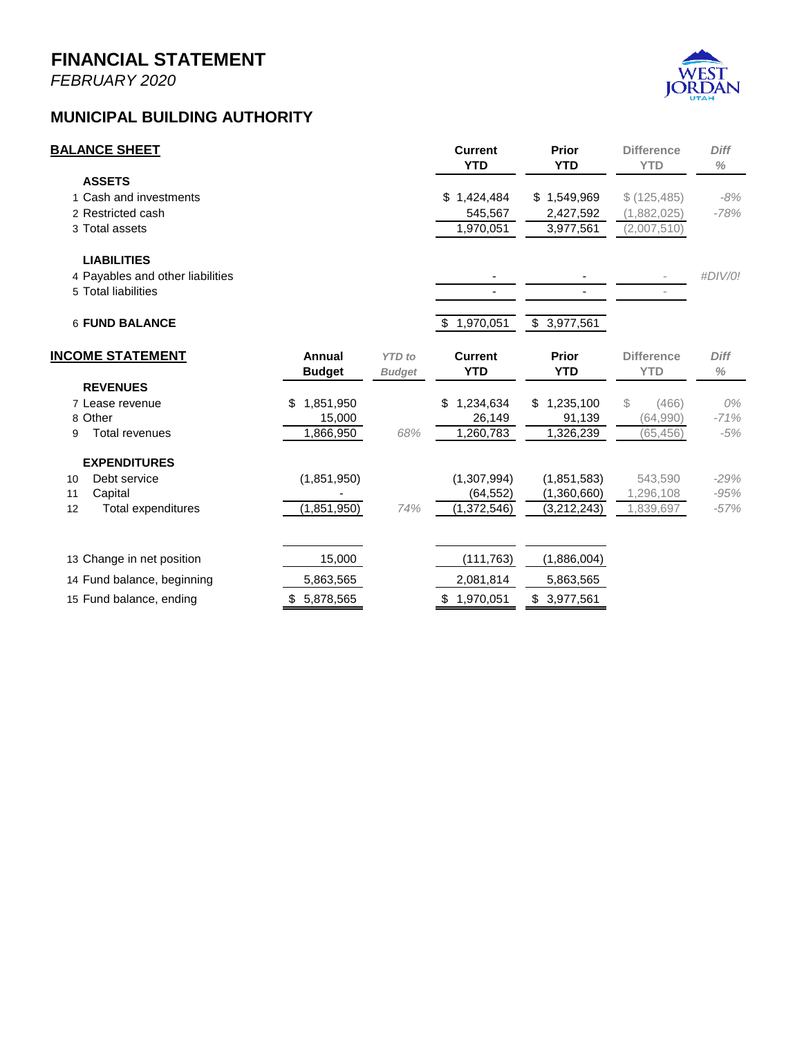# FINANCIAL STATEMENT

*FEBRUARY 2020*

## MUNICIPAL BUILDING AUTHORITY

**BALANCE SHEET**

| | | Current YTD | Prior YTD | Difference YTD | Diff % |
|---|---|---|---|---|---|
| | **ASSETS** | | | | |
| 1 | Cash and investments | $ 1,424,484 | $ 1,549,969 | $ (125,485) | -8% |
| 2 | Restricted cash | 545,567 | 2,427,592 | (1,882,025) | -78% |
| 3 | Total assets | 1,970,051 | 3,977,561 | (2,007,510) | |
| | **LIABILITIES** | | | | |
| 4 | Payables and other liabilities | - | - | - | #DIV/0! |
| 5 | Total liabilities | - | - | - | |
| 6 | **FUND BALANCE** | $ 1,970,051 | $ 3,977,561 | | |

**INCOME STATEMENT**

| | | Annual Budget | YTD to Budget | Current YTD | Prior YTD | Difference YTD | Diff % |
|---|---|---|---|---|---|---|---|
| | **REVENUES** | | | | | | |
| 7 | Lease revenue | $ 1,851,950 | | $ 1,234,634 | $ 1,235,100 | $ (466) | 0% |
| 8 | Other | 15,000 | | 26,149 | 91,139 | (64,990) | -71% |
| 9 | Total revenues | 1,866,950 | 68% | 1,260,783 | 1,326,239 | (65,456) | -5% |
| | **EXPENDITURES** | | | | | | |
| 10 | Debt service | (1,851,950) | | (1,307,994) | (1,851,583) | 543,590 | -29% |
| 11 | Capital | - | | (64,552) | (1,360,660) | 1,296,108 | -95% |
| 12 | Total expenditures | (1,851,950) | 74% | (1,372,546) | (3,212,243) | 1,839,697 | -57% |
| 13 | Change in net position | 15,000 | | (111,763) | (1,886,004) | | |
| 14 | Fund balance, beginning | 5,863,565 | | 2,081,814 | 5,863,565 | | |
| 15 | Fund balance, ending | $ 5,878,565 | | $ 1,970,051 | $ 3,977,561 | | |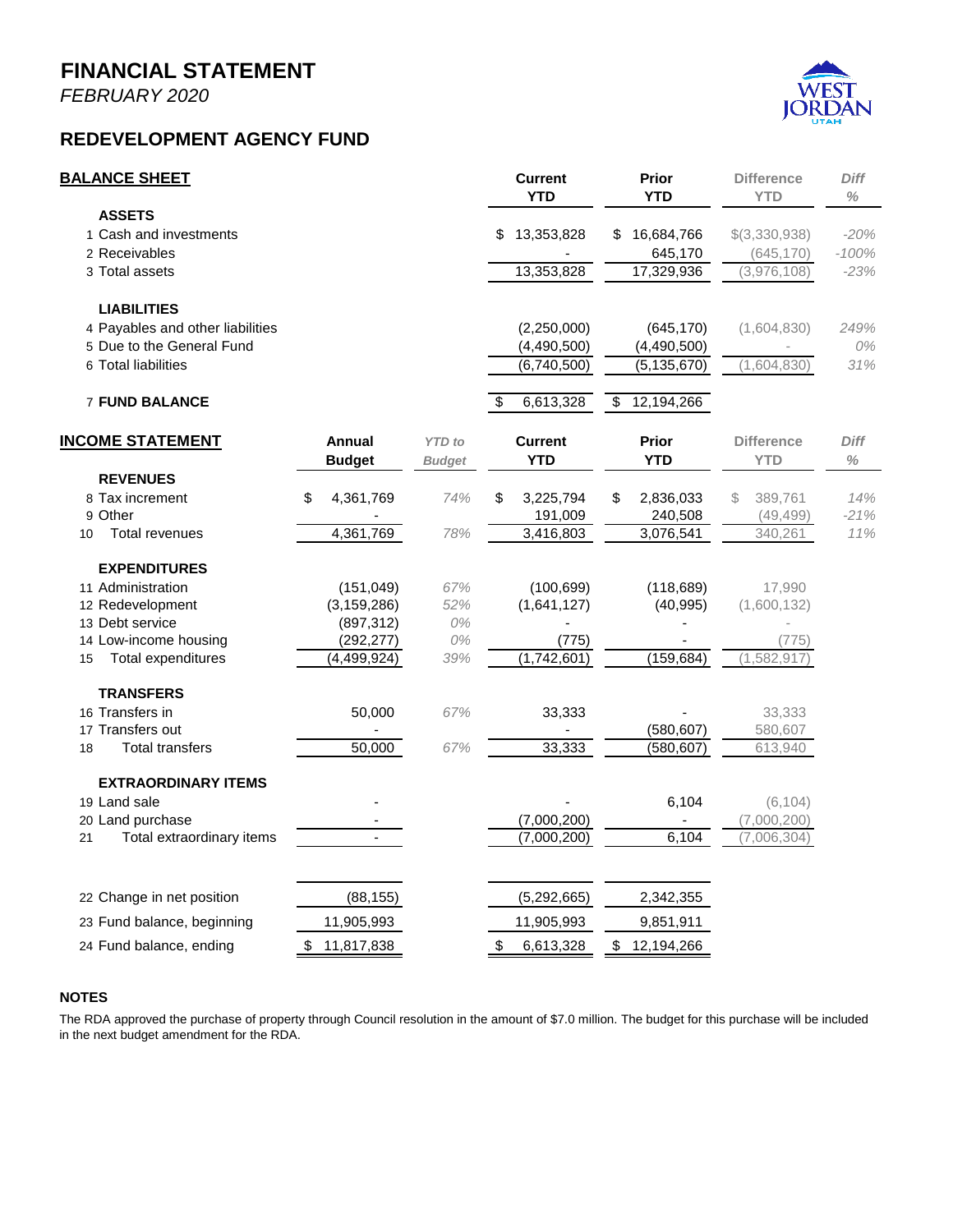# FINANCIAL STATEMENT

*FEBRUARY 2020*

## REDEVELOPMENT AGENCY FUND

| BALANCE SHEET | Current YTD | Prior YTD | Difference YTD | Diff % |
|---|---|---|---|---|
| **ASSETS** | | | | |
| 1 Cash and investments | $ 13,353,828 | $ 16,684,766 | $(3,330,938) | -20% |
| 2 Receivables | - | 645,170 | (645,170) | -100% |
| 3 Total assets | 13,353,828 | 17,329,936 | (3,976,108) | -23% |
| **LIABILITIES** | | | | |
| 4 Payables and other liabilities | (2,250,000) | (645,170) | (1,604,830) | 249% |
| 5 Due to the General Fund | (4,490,500) | (4,490,500) | - | 0% |
| 6 Total liabilities | (6,740,500) | (5,135,670) | (1,604,830) | 31% |
| 7 **FUND BALANCE** | $ 6,613,328 | $ 12,194,266 | | |

| INCOME STATEMENT | Annual Budget | YTD to Budget | Current YTD | Prior YTD | Difference YTD | Diff % |
|---|---|---|---|---|---|---|
| **REVENUES** | | | | | | |
| 8 Tax increment | $ 4,361,769 | 74% | $ 3,225,794 | $ 2,836,033 | $ 389,761 | 14% |
| 9 Other | - | | 191,009 | 240,508 | (49,499) | -21% |
| 10 Total revenues | 4,361,769 | 78% | 3,416,803 | 3,076,541 | 340,261 | 11% |
| **EXPENDITURES** | | | | | | |
| 11 Administration | (151,049) | 67% | (100,699) | (118,689) | 17,990 | |
| 12 Redevelopment | (3,159,286) | 52% | (1,641,127) | (40,995) | (1,600,132) | |
| 13 Debt service | (897,312) | 0% | - | - | - | |
| 14 Low-income housing | (292,277) | 0% | (775) | - | (775) | |
| 15 Total expenditures | (4,499,924) | 39% | (1,742,601) | (159,684) | (1,582,917) | |
| **TRANSFERS** | | | | | | |
| 16 Transfers in | 50,000 | 67% | 33,333 | - | 33,333 | |
| 17 Transfers out | - | | - | (580,607) | 580,607 | |
| 18 Total transfers | 50,000 | 67% | 33,333 | (580,607) | 613,940 | |
| **EXTRAORDINARY ITEMS** | | | | | | |
| 19 Land sale | - | | - | 6,104 | (6,104) | |
| 20 Land purchase | - | | (7,000,200) | - | (7,000,200) | |
| 21 Total extraordinary items | - | | (7,000,200) | 6,104 | (7,006,304) | |
| 22 Change in net position | (88,155) | | (5,292,665) | 2,342,355 | | |
| 23 Fund balance, beginning | 11,905,993 | | 11,905,993 | 9,851,911 | | |
| 24 Fund balance, ending | $ 11,817,838 | | $ 6,613,328 | $ 12,194,266 | | |

**NOTES**

The RDA approved the purchase of property through Council resolution in the amount of $7.0 million. The budget for this purchase will be included in the next budget amendment for the RDA.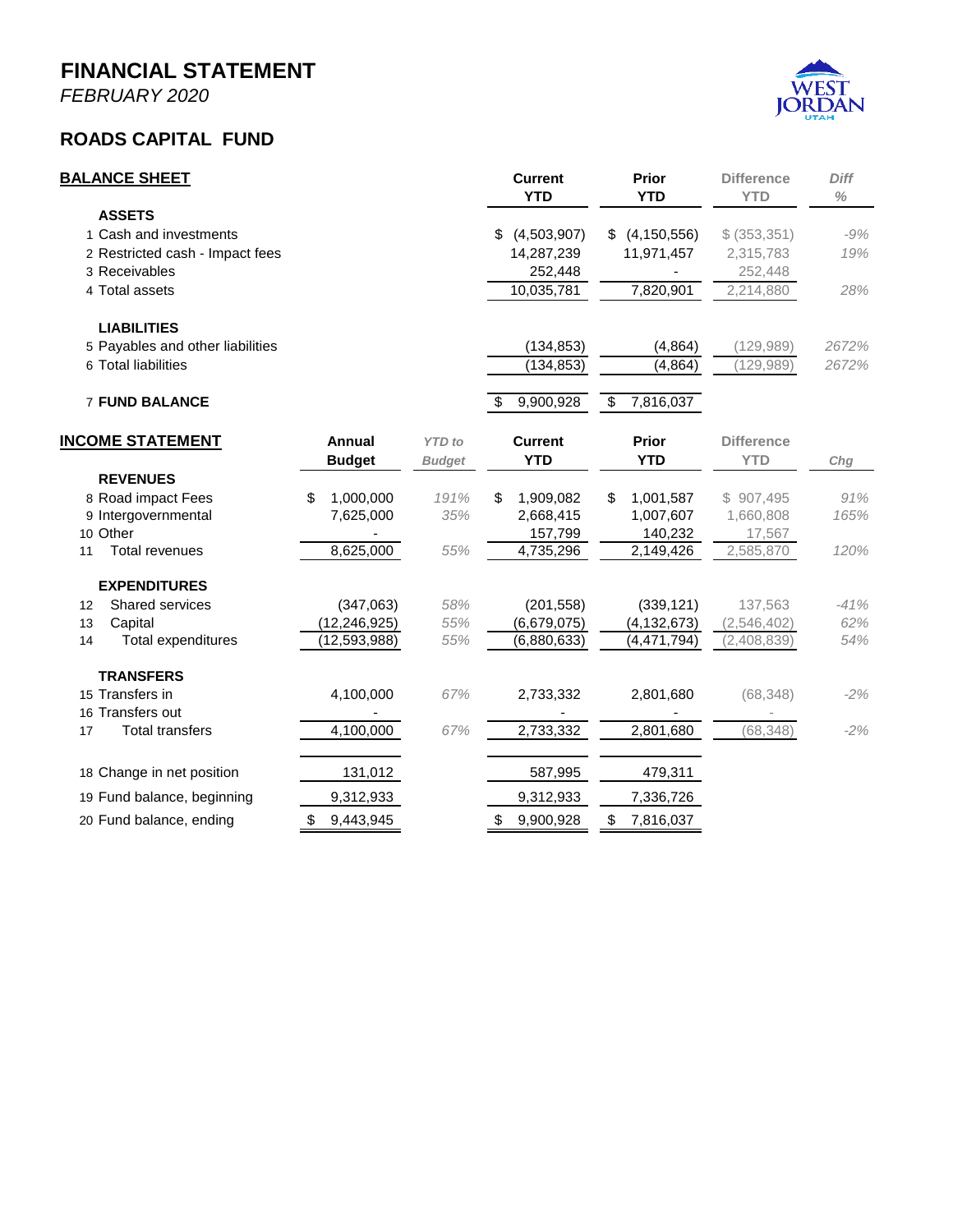# FINANCIAL STATEMENT

*FEBRUARY 2020*

## ROADS CAPITAL FUND

| BALANCE SHEET | Current YTD | Prior YTD | Difference YTD | Diff % |
|---|---|---|---|---|
| **ASSETS** | | | | |
| 1 Cash and investments | $ (4,503,907) | $ (4,150,556) | $ (353,351) | -9% |
| 2 Restricted cash - Impact fees | 14,287,239 | 11,971,457 | 2,315,783 | 19% |
| 3 Receivables | 252,448 | - | 252,448 | |
| 4 Total assets | 10,035,781 | 7,820,901 | 2,214,880 | 28% |
| **LIABILITIES** | | | | |
| 5 Payables and other liabilities | (134,853) | (4,864) | (129,989) | 2672% |
| 6 Total liabilities | (134,853) | (4,864) | (129,989) | 2672% |
| 7 **FUND BALANCE** | $ 9,900,928 | $ 7,816,037 | | |

| INCOME STATEMENT | Annual Budget | YTD to Budget | Current YTD | Prior YTD | Difference YTD | Chg |
|---|---|---|---|---|---|---|
| **REVENUES** | | | | | | |
| 8 Road impact Fees | $ 1,000,000 | 191% | $ 1,909,082 | $ 1,001,587 | $ 907,495 | 91% |
| 9 Intergovernmental | 7,625,000 | 35% | 2,668,415 | 1,007,607 | 1,660,808 | 165% |
| 10 Other | - | | 157,799 | 140,232 | 17,567 | |
| 11 Total revenues | 8,625,000 | 55% | 4,735,296 | 2,149,426 | 2,585,870 | 120% |
| **EXPENDITURES** | | | | | | |
| 12 Shared services | (347,063) | 58% | (201,558) | (339,121) | 137,563 | -41% |
| 13 Capital | (12,246,925) | 55% | (6,679,075) | (4,132,673) | (2,546,402) | 62% |
| 14 Total expenditures | (12,593,988) | 55% | (6,880,633) | (4,471,794) | (2,408,839) | 54% |
| **TRANSFERS** | | | | | | |
| 15 Transfers in | 4,100,000 | 67% | 2,733,332 | 2,801,680 | (68,348) | -2% |
| 16 Transfers out | - | | - | - | - | |
| 17 Total transfers | 4,100,000 | 67% | 2,733,332 | 2,801,680 | (68,348) | -2% |
| 18 Change in net position | 131,012 | | 587,995 | 479,311 | | |
| 19 Fund balance, beginning | 9,312,933 | | 9,312,933 | 7,336,726 | | |
| 20 Fund balance, ending | $ 9,443,945 | | $ 9,900,928 | $ 7,816,037 | | |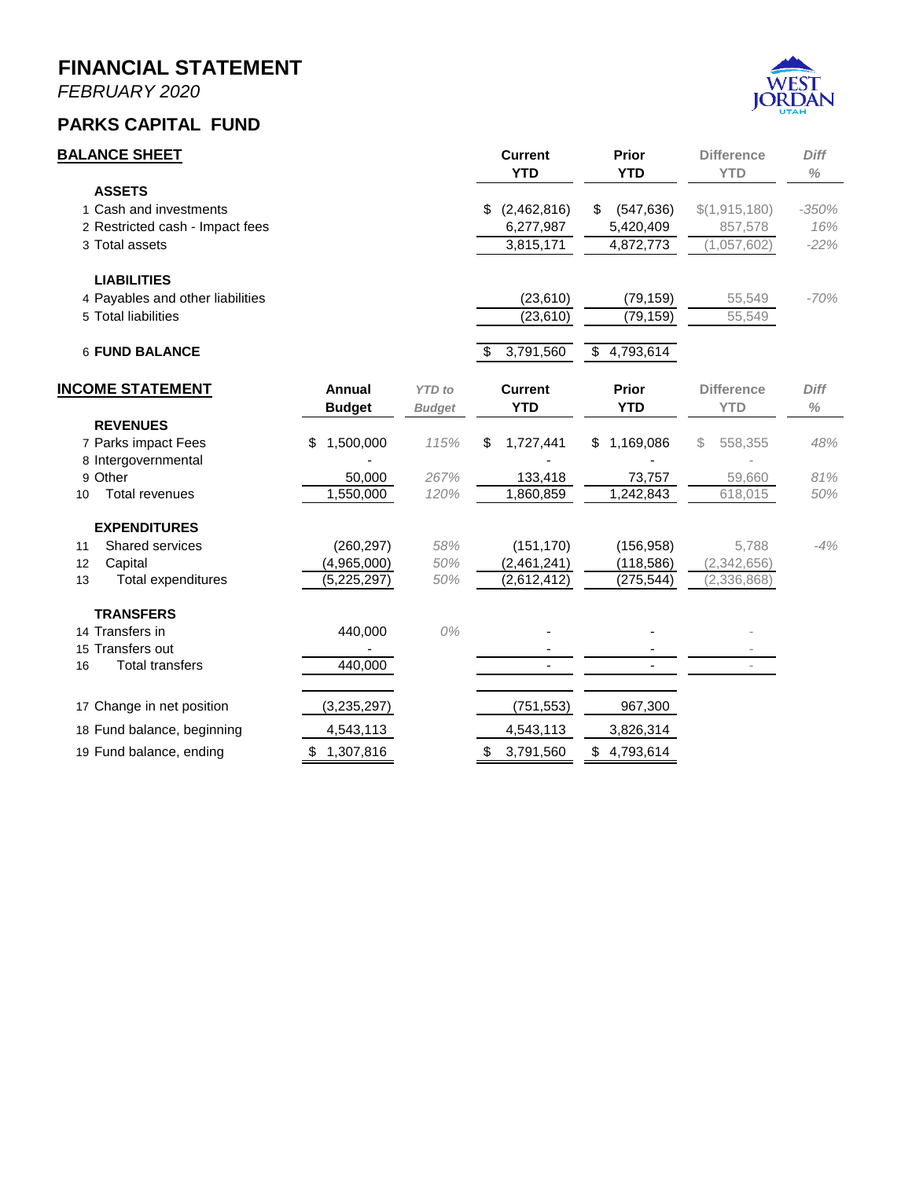# FINANCIAL STATEMENT

*FEBRUARY 2020*

## PARKS CAPITAL FUND

### BALANCE SHEET

| | | Current YTD | Prior YTD | Difference YTD | Diff % |
|---|---|---|---|---|---|
| | **ASSETS** | | | | |
| 1 | Cash and investments | $ (2,462,816) | $ (547,636) | $(1,915,180) | -350% |
| 2 | Restricted cash - Impact fees | 6,277,987 | 5,420,409 | 857,578 | 16% |
| 3 | Total assets | 3,815,171 | 4,872,773 | (1,057,602) | -22% |
| | **LIABILITIES** | | | | |
| 4 | Payables and other liabilities | (23,610) | (79,159) | 55,549 | -70% |
| 5 | Total liabilities | (23,610) | (79,159) | 55,549 | |
| 6 | **FUND BALANCE** | $ 3,791,560 | $ 4,793,614 | | |

### INCOME STATEMENT

| | | Annual Budget | YTD to Budget | Current YTD | Prior YTD | Difference YTD | Diff % |
|---|---|---|---|---|---|---|---|
| | **REVENUES** | | | | | | |
| 7 | Parks impact Fees | $ 1,500,000 | 115% | $ 1,727,441 | $ 1,169,086 | $ 558,355 | 48% |
| 8 | Intergovernmental | - | | - | - | - | |
| 9 | Other | 50,000 | 267% | 133,418 | 73,757 | 59,660 | 81% |
| 10 | Total revenues | 1,550,000 | 120% | 1,860,859 | 1,242,843 | 618,015 | 50% |
| | **EXPENDITURES** | | | | | | |
| 11 | Shared services | (260,297) | 58% | (151,170) | (156,958) | 5,788 | -4% |
| 12 | Capital | (4,965,000) | 50% | (2,461,241) | (118,586) | (2,342,656) | |
| 13 | Total expenditures | (5,225,297) | 50% | (2,612,412) | (275,544) | (2,336,868) | |
| | **TRANSFERS** | | | | | | |
| 14 | Transfers in | 440,000 | 0% | - | - | - | |
| 15 | Transfers out | - | | - | - | - | |
| 16 | Total transfers | 440,000 | | - | - | - | |
| 17 | Change in net position | (3,235,297) | | (751,553) | 967,300 | | |
| 18 | Fund balance, beginning | 4,543,113 | | 4,543,113 | 3,826,314 | | |
| 19 | Fund balance, ending | $ 1,307,816 | | $ 3,791,560 | $ 4,793,614 | | |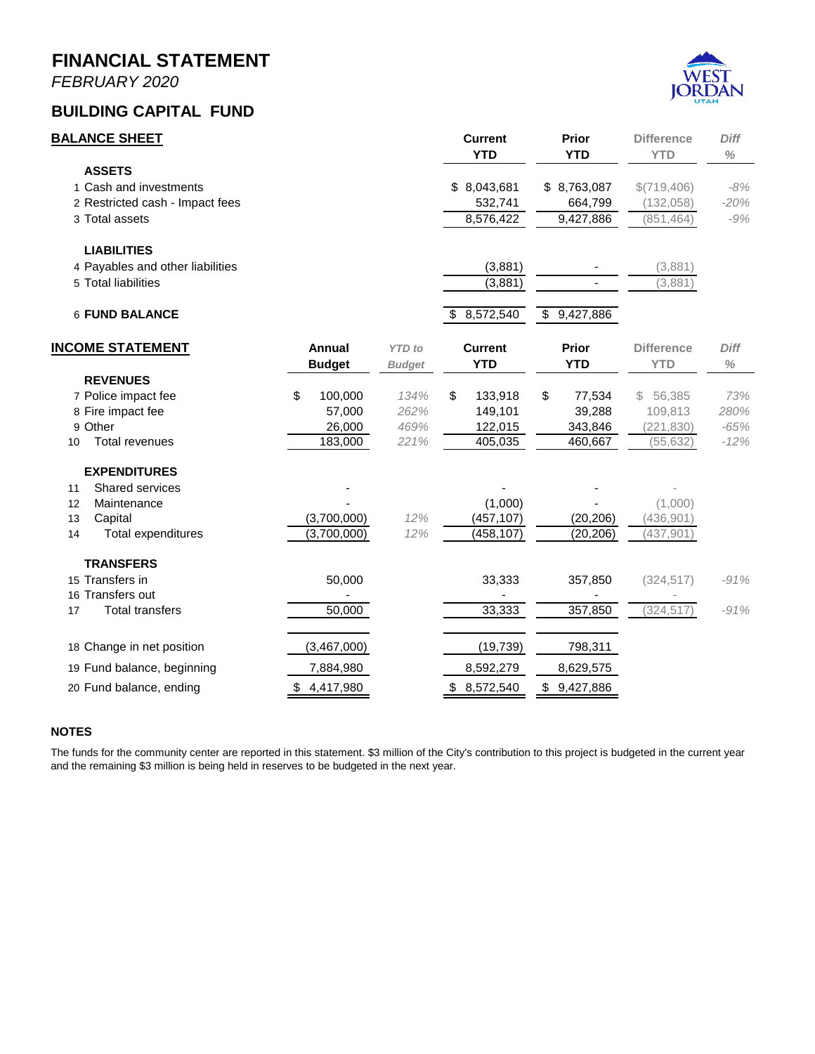# FINANCIAL STATEMENT

*FEBRUARY 2020*

## BUILDING CAPITAL FUND

| BALANCE SHEET | Current YTD | Prior YTD | Difference YTD | Diff % |
|---|---|---|---|---|
| **ASSETS** | | | | |
| 1 Cash and investments | $ 8,043,681 | $ 8,763,087 | $(719,406) | -8% |
| 2 Restricted cash - Impact fees | 532,741 | 664,799 | (132,058) | -20% |
| 3 Total assets | 8,576,422 | 9,427,886 | (851,464) | -9% |
| **LIABILITIES** | | | | |
| 4 Payables and other liabilities | (3,881) | - | (3,881) | |
| 5 Total liabilities | (3,881) | - | (3,881) | |
| 6 **FUND BALANCE** | $ 8,572,540 | $ 9,427,886 | | |

| INCOME STATEMENT | Annual Budget | YTD to Budget | Current YTD | Prior YTD | Difference YTD | Diff % |
|---|---|---|---|---|---|---|
| **REVENUES** | | | | | | |
| 7 Police impact fee | $ 100,000 | 134% | $ 133,918 | $ 77,534 | $ 56,385 | 73% |
| 8 Fire impact fee | 57,000 | 262% | 149,101 | 39,288 | 109,813 | 280% |
| 9 Other | 26,000 | 469% | 122,015 | 343,846 | (221,830) | -65% |
| 10 Total revenues | 183,000 | 221% | 405,035 | 460,667 | (55,632) | -12% |
| **EXPENDITURES** | | | | | | |
| 11 Shared services | - | | - | - | - | |
| 12 Maintenance | - | | (1,000) | - | (1,000) | |
| 13 Capital | (3,700,000) | 12% | (457,107) | (20,206) | (436,901) | |
| 14 Total expenditures | (3,700,000) | 12% | (458,107) | (20,206) | (437,901) | |
| **TRANSFERS** | | | | | | |
| 15 Transfers in | 50,000 | | 33,333 | 357,850 | (324,517) | -91% |
| 16 Transfers out | - | | - | - | - | |
| 17 Total transfers | 50,000 | | 33,333 | 357,850 | (324,517) | -91% |
| 18 Change in net position | (3,467,000) | | (19,739) | 798,311 | | |
| 19 Fund balance, beginning | 7,884,980 | | 8,592,279 | 8,629,575 | | |
| 20 Fund balance, ending | $ 4,417,980 | | $ 8,572,540 | $ 9,427,886 | | |

**NOTES**

The funds for the community center are reported in this statement. $3 million of the City's contribution to this project is budgeted in the current year and the remaining $3 million is being held in reserves to be budgeted in the next year.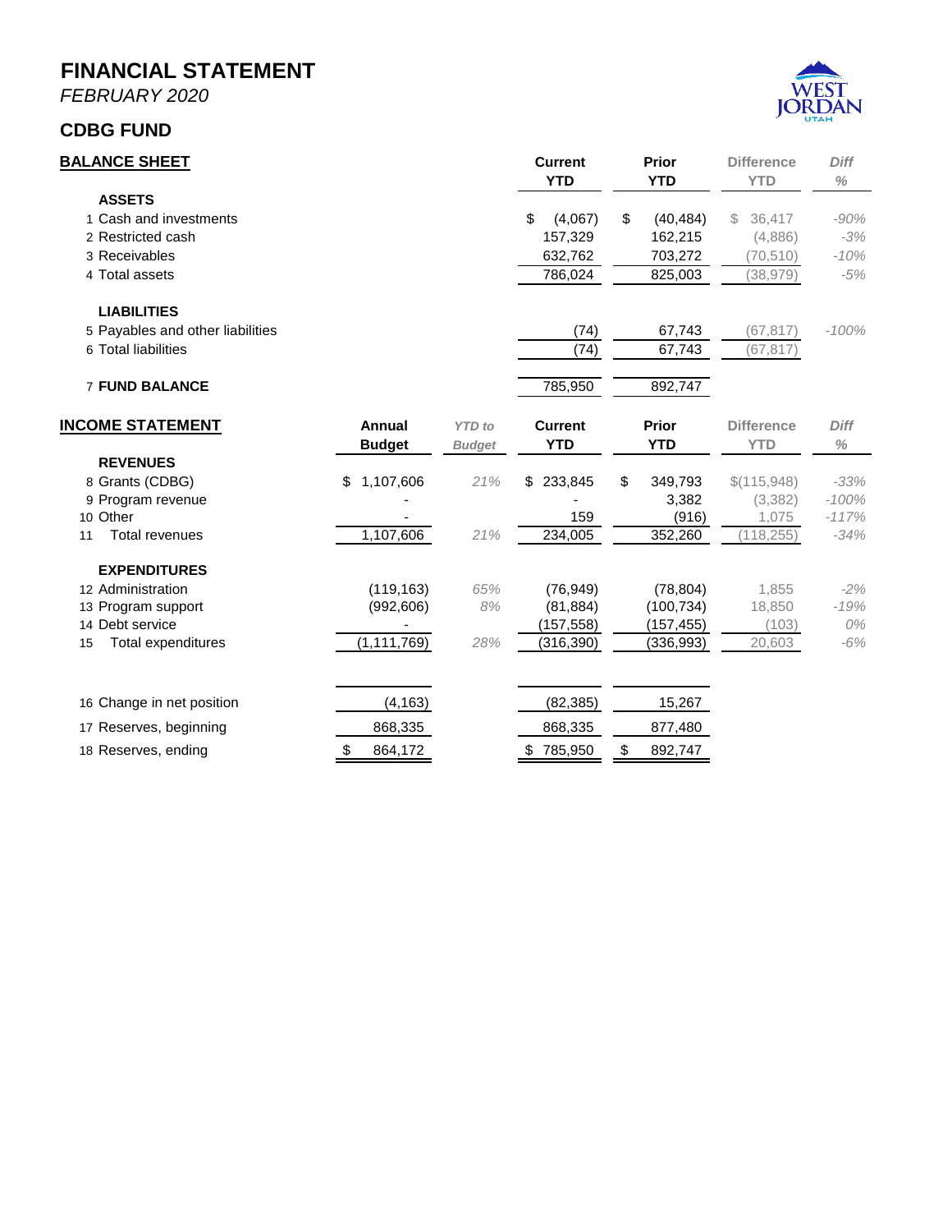# FINANCIAL STATEMENT

*FEBRUARY 2020*

## CDBG FUND

| BALANCE SHEET | Current YTD | Prior YTD | Difference YTD | Diff % |
|---|---|---|---|---|
| **ASSETS** | | | | |
| 1 Cash and investments | $ (4,067) | $ (40,484) | $ 36,417 | -90% |
| 2 Restricted cash | 157,329 | 162,215 | (4,886) | -3% |
| 3 Receivables | 632,762 | 703,272 | (70,510) | -10% |
| 4 Total assets | 786,024 | 825,003 | (38,979) | -5% |
| **LIABILITIES** | | | | |
| 5 Payables and other liabilities | (74) | 67,743 | (67,817) | -100% |
| 6 Total liabilities | (74) | 67,743 | (67,817) | |
| 7 **FUND BALANCE** | 785,950 | 892,747 | | |

| INCOME STATEMENT | Annual Budget | YTD to Budget | Current YTD | Prior YTD | Difference YTD | Diff % |
|---|---|---|---|---|---|---|
| **REVENUES** | | | | | | |
| 8 Grants (CDBG) | $ 1,107,606 | 21% | $ 233,845 | $ 349,793 | $(115,948) | -33% |
| 9 Program revenue | - | | - | 3,382 | (3,382) | -100% |
| 10 Other | - | | 159 | (916) | 1,075 | -117% |
| 11 Total revenues | 1,107,606 | 21% | 234,005 | 352,260 | (118,255) | -34% |
| **EXPENDITURES** | | | | | | |
| 12 Administration | (119,163) | 65% | (76,949) | (78,804) | 1,855 | -2% |
| 13 Program support | (992,606) | 8% | (81,884) | (100,734) | 18,850 | -19% |
| 14 Debt service | - | | (157,558) | (157,455) | (103) | 0% |
| 15 Total expenditures | (1,111,769) | 28% | (316,390) | (336,993) | 20,603 | -6% |
| 16 Change in net position | (4,163) | | (82,385) | 15,267 | | |
| 17 Reserves, beginning | 868,335 | | 868,335 | 877,480 | | |
| 18 Reserves, ending | $ 864,172 | | $ 785,950 | $ 892,747 | | |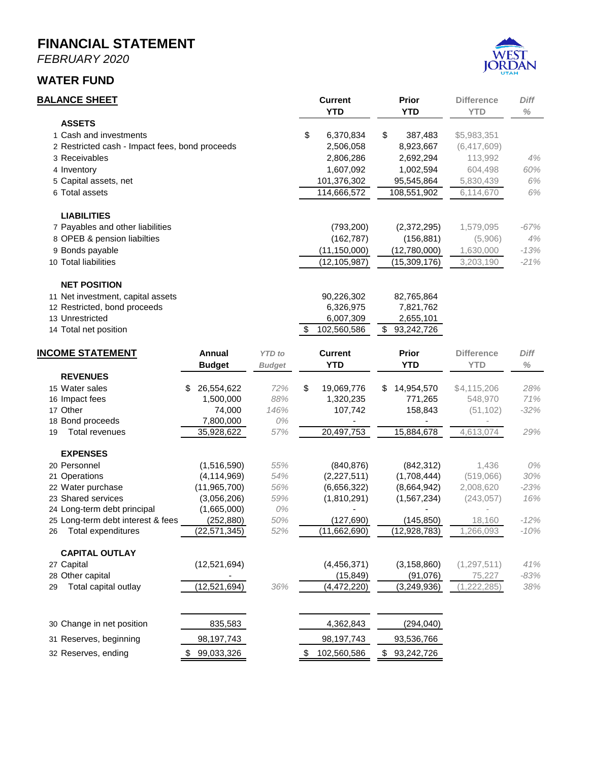# FINANCIAL STATEMENT

*FEBRUARY 2020*

## WATER FUND

### BALANCE SHEET

| | | Current YTD | Prior YTD | Difference YTD | *Diff %* |
|---|---|---|---|---|---|
| | **ASSETS** | | | | |
| 1 | Cash and investments | $ 6,370,834 | $ 387,483 | $5,983,351 | |
| 2 | Restricted cash - Impact fees, bond proceeds | 2,506,058 | 8,923,667 | (6,417,609) | |
| 3 | Receivables | 2,806,286 | 2,692,294 | 113,992 | *4%* |
| 4 | Inventory | 1,607,092 | 1,002,594 | 604,498 | *60%* |
| 5 | Capital assets, net | 101,376,302 | 95,545,864 | 5,830,439 | *6%* |
| 6 | Total assets | 114,666,572 | 108,551,902 | 6,114,670 | *6%* |
| | **LIABILITIES** | | | | |
| 7 | Payables and other liabilities | (793,200) | (2,372,295) | 1,579,095 | *-67%* |
| 8 | OPEB & pension liabilties | (162,787) | (156,881) | (5,906) | *4%* |
| 9 | Bonds payable | (11,150,000) | (12,780,000) | 1,630,000 | *-13%* |
| 10 | Total liabilities | (12,105,987) | (15,309,176) | 3,203,190 | *-21%* |
| | **NET POSITION** | | | | |
| 11 | Net investment, capital assets | 90,226,302 | 82,765,864 | | |
| 12 | Restricted, bond proceeds | 6,326,975 | 7,821,762 | | |
| 13 | Unrestricted | 6,007,309 | 2,655,101 | | |
| 14 | Total net position | $ 102,560,586 | $ 93,242,726 | | |

### INCOME STATEMENT

| | | Annual Budget | *YTD to Budget* | Current YTD | Prior YTD | Difference YTD | *Diff %* |
|---|---|---|---|---|---|---|---|
| | **REVENUES** | | | | | | |
| 15 | Water sales | $ 26,554,622 | *72%* | $ 19,069,776 | $ 14,954,570 | $4,115,206 | *28%* |
| 16 | Impact fees | 1,500,000 | *88%* | 1,320,235 | 771,265 | 548,970 | *71%* |
| 17 | Other | 74,000 | *146%* | 107,742 | 158,843 | (51,102) | *-32%* |
| 18 | Bond proceeds | 7,800,000 | *0%* | - | - | - | |
| 19 | Total revenues | 35,928,622 | *57%* | 20,497,753 | 15,884,678 | 4,613,074 | *29%* |
| | **EXPENSES** | | | | | | |
| 20 | Personnel | (1,516,590) | *55%* | (840,876) | (842,312) | 1,436 | *0%* |
| 21 | Operations | (4,114,969) | *54%* | (2,227,511) | (1,708,444) | (519,066) | *30%* |
| 22 | Water purchase | (11,965,700) | *56%* | (6,656,322) | (8,664,942) | 2,008,620 | *-23%* |
| 23 | Shared services | (3,056,206) | *59%* | (1,810,291) | (1,567,234) | (243,057) | *16%* |
| 24 | Long-term debt principal | (1,665,000) | *0%* | - | - | - | |
| 25 | Long-term debt interest & fees | (252,880) | *50%* | (127,690) | (145,850) | 18,160 | *-12%* |
| 26 | Total expenditures | (22,571,345) | *52%* | (11,662,690) | (12,928,783) | 1,266,093 | *-10%* |
| | **CAPITAL OUTLAY** | | | | | | |
| 27 | Capital | (12,521,694) | | (4,456,371) | (3,158,860) | (1,297,511) | *41%* |
| 28 | Other capital | - | | (15,849) | (91,076) | 75,227 | *-83%* |
| 29 | Total capital outlay | (12,521,694) | *36%* | (4,472,220) | (3,249,936) | (1,222,285) | *38%* |
| 30 | Change in net position | 835,583 | | 4,362,843 | (294,040) | | |
| 31 | Reserves, beginning | 98,197,743 | | 98,197,743 | 93,536,766 | | |
| 32 | Reserves, ending | $ 99,033,326 | | $ 102,560,586 | $ 93,242,726 | | |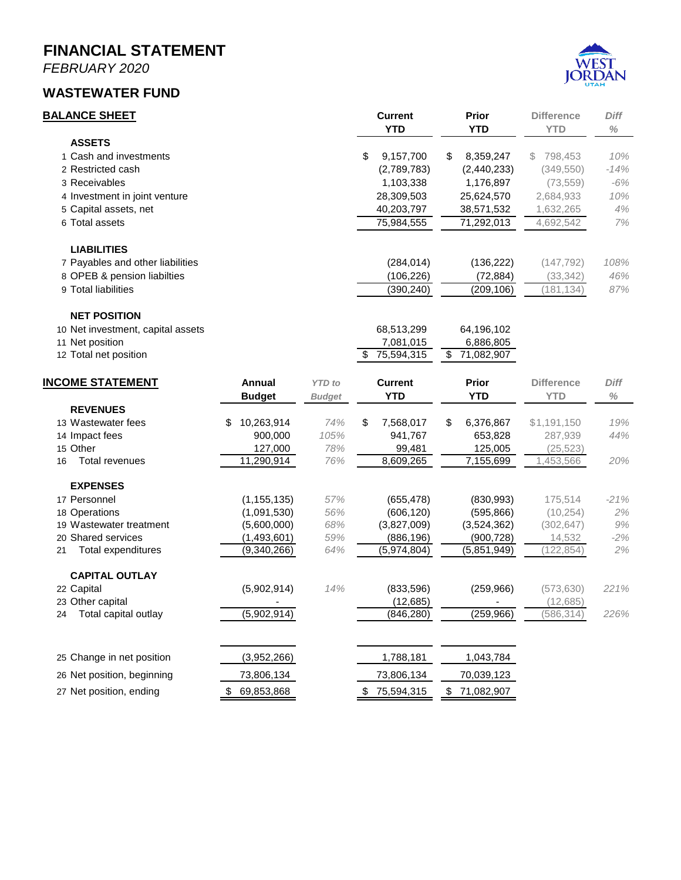# FINANCIAL STATEMENT

*FEBRUARY 2020*

## WASTEWATER FUND

| BALANCE SHEET | Current YTD | Prior YTD | Difference YTD | Diff % |
|---|---|---|---|---|
| **ASSETS** | | | | |
| 1 Cash and investments | $ 9,157,700 | $ 8,359,247 | $ 798,453 | 10% |
| 2 Restricted cash | (2,789,783) | (2,440,233) | (349,550) | -14% |
| 3 Receivables | 1,103,338 | 1,176,897 | (73,559) | -6% |
| 4 Investment in joint venture | 28,309,503 | 25,624,570 | 2,684,933 | 10% |
| 5 Capital assets, net | 40,203,797 | 38,571,532 | 1,632,265 | 4% |
| 6 Total assets | 75,984,555 | 71,292,013 | 4,692,542 | 7% |
| **LIABILITIES** | | | | |
| 7 Payables and other liabilities | (284,014) | (136,222) | (147,792) | 108% |
| 8 OPEB & pension liabilties | (106,226) | (72,884) | (33,342) | 46% |
| 9 Total liabilities | (390,240) | (209,106) | (181,134) | 87% |
| **NET POSITION** | | | | |
| 10 Net investment, capital assets | 68,513,299 | 64,196,102 | | |
| 11 Net position | 7,081,015 | 6,886,805 | | |
| 12 Total net position | $ 75,594,315 | $ 71,082,907 | | |

| INCOME STATEMENT | Annual Budget | YTD to Budget | Current YTD | Prior YTD | Difference YTD | Diff % |
|---|---|---|---|---|---|---|
| **REVENUES** | | | | | | |
| 13 Wastewater fees | $ 10,263,914 | 74% | $ 7,568,017 | $ 6,376,867 | $1,191,150 | 19% |
| 14 Impact fees | 900,000 | 105% | 941,767 | 653,828 | 287,939 | 44% |
| 15 Other | 127,000 | 78% | 99,481 | 125,005 | (25,523) | |
| 16 Total revenues | 11,290,914 | 76% | 8,609,265 | 7,155,699 | 1,453,566 | 20% |
| **EXPENSES** | | | | | | |
| 17 Personnel | (1,155,135) | 57% | (655,478) | (830,993) | 175,514 | -21% |
| 18 Operations | (1,091,530) | 56% | (606,120) | (595,866) | (10,254) | 2% |
| 19 Wastewater treatment | (5,600,000) | 68% | (3,827,009) | (3,524,362) | (302,647) | 9% |
| 20 Shared services | (1,493,601) | 59% | (886,196) | (900,728) | 14,532 | -2% |
| 21 Total expenditures | (9,340,266) | 64% | (5,974,804) | (5,851,949) | (122,854) | 2% |
| **CAPITAL OUTLAY** | | | | | | |
| 22 Capital | (5,902,914) | 14% | (833,596) | (259,966) | (573,630) | 221% |
| 23 Other capital | - | | (12,685) | - | (12,685) | |
| 24 Total capital outlay | (5,902,914) | | (846,280) | (259,966) | (586,314) | 226% |
| 25 Change in net position | (3,952,266) | | 1,788,181 | 1,043,784 | | |
| 26 Net position, beginning | 73,806,134 | | 73,806,134 | 70,039,123 | | |
| 27 Net position, ending | $ 69,853,868 | | $ 75,594,315 | $ 71,082,907 | | |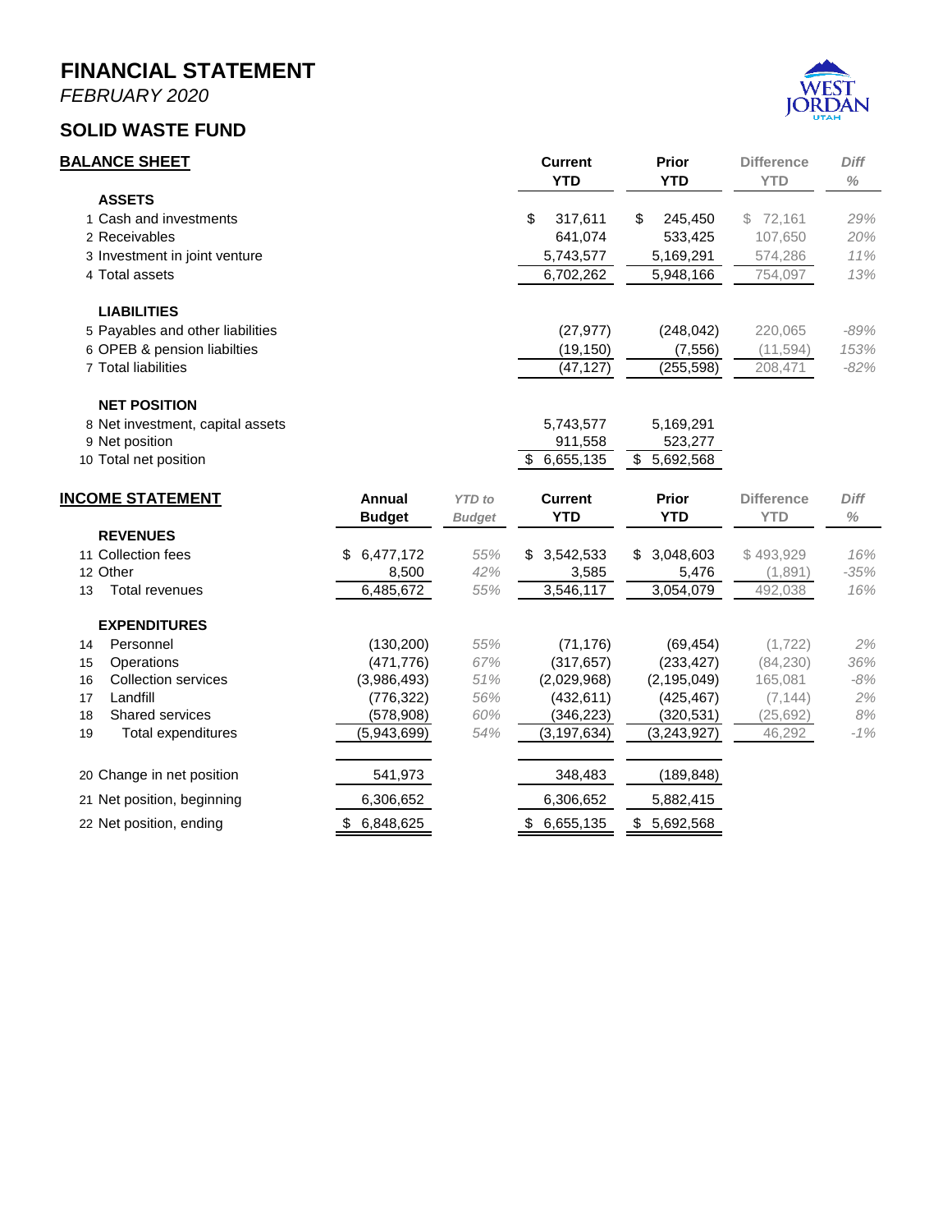# FINANCIAL STATEMENT

*FEBRUARY 2020*

## SOLID WASTE FUND

### BALANCE SHEET

| | | Current YTD | Prior YTD | Difference YTD | Diff % |
|---|---|---|---|---|---|
| | **ASSETS** | | | | |
| 1 | Cash and investments | $ 317,611 | $ 245,450 | $ 72,161 | 29% |
| 2 | Receivables | 641,074 | 533,425 | 107,650 | 20% |
| 3 | Investment in joint venture | 5,743,577 | 5,169,291 | 574,286 | 11% |
| 4 | Total assets | 6,702,262 | 5,948,166 | 754,097 | 13% |
| | **LIABILITIES** | | | | |
| 5 | Payables and other liabilities | (27,977) | (248,042) | 220,065 | -89% |
| 6 | OPEB & pension liabilties | (19,150) | (7,556) | (11,594) | 153% |
| 7 | Total liabilities | (47,127) | (255,598) | 208,471 | -82% |
| | **NET POSITION** | | | | |
| 8 | Net investment, capital assets | 5,743,577 | 5,169,291 | | |
| 9 | Net position | 911,558 | 523,277 | | |
| 10 | Total net position | $ 6,655,135 | $ 5,692,568 | | |

### INCOME STATEMENT

| | | Annual Budget | YTD to Budget | Current YTD | Prior YTD | Difference YTD | Diff % |
|---|---|---|---|---|---|---|---|
| | **REVENUES** | | | | | | |
| 11 | Collection fees | $ 6,477,172 | 55% | $ 3,542,533 | $ 3,048,603 | $ 493,929 | 16% |
| 12 | Other | 8,500 | 42% | 3,585 | 5,476 | (1,891) | -35% |
| 13 | Total revenues | 6,485,672 | 55% | 3,546,117 | 3,054,079 | 492,038 | 16% |
| | **EXPENDITURES** | | | | | | |
| 14 | Personnel | (130,200) | 55% | (71,176) | (69,454) | (1,722) | 2% |
| 15 | Operations | (471,776) | 67% | (317,657) | (233,427) | (84,230) | 36% |
| 16 | Collection services | (3,986,493) | 51% | (2,029,968) | (2,195,049) | 165,081 | -8% |
| 17 | Landfill | (776,322) | 56% | (432,611) | (425,467) | (7,144) | 2% |
| 18 | Shared services | (578,908) | 60% | (346,223) | (320,531) | (25,692) | 8% |
| 19 | Total expenditures | (5,943,699) | 54% | (3,197,634) | (3,243,927) | 46,292 | -1% |
| 20 | Change in net position | 541,973 | | 348,483 | (189,848) | | |
| 21 | Net position, beginning | 6,306,652 | | 6,306,652 | 5,882,415 | | |
| 22 | Net position, ending | $ 6,848,625 | | $ 6,655,135 | $ 5,692,568 | | |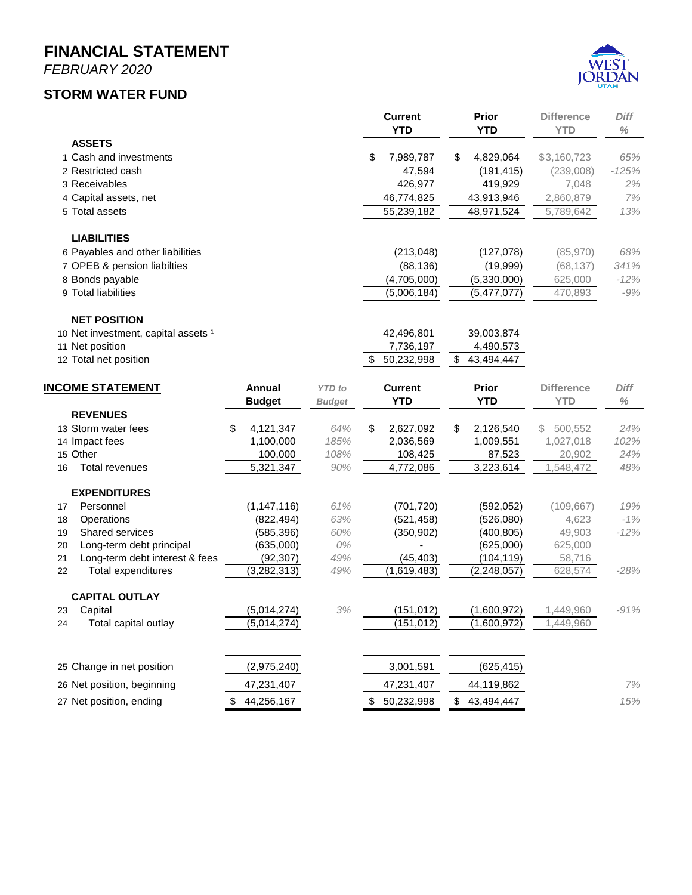# FINANCIAL STATEMENT

*FEBRUARY 2020*

WEST JORDAN UTAH

## STORM WATER FUND

| | | Current YTD | Prior YTD | Difference YTD | Diff % |
|---|---|---|---|---|---|
| | **ASSETS** | | | | |
| 1 | Cash and investments | $ 7,989,787 | $ 4,829,064 | $3,160,723 | 65% |
| 2 | Restricted cash | 47,594 | (191,415) | (239,008) | -125% |
| 3 | Receivables | 426,977 | 419,929 | 7,048 | 2% |
| 4 | Capital assets, net | 46,774,825 | 43,913,946 | 2,860,879 | 7% |
| 5 | Total assets | 55,239,182 | 48,971,524 | 5,789,642 | 13% |
| | **LIABILITIES** | | | | |
| 6 | Payables and other liabilities | (213,048) | (127,078) | (85,970) | 68% |
| 7 | OPEB & pension liabilties | (88,136) | (19,999) | (68,137) | 341% |
| 8 | Bonds payable | (4,705,000) | (5,330,000) | 625,000 | -12% |
| 9 | Total liabilities | (5,006,184) | (5,477,077) | 470,893 | -9% |
| | **NET POSITION** | | | | |
| 10 | Net investment, capital assets [1] | 42,496,801 | 39,003,874 | | |
| 11 | Net position | 7,736,197 | 4,490,573 | | |
| 12 | Total net position | $ 50,232,998 | $ 43,494,447 | | |

## INCOME STATEMENT

| | | Annual Budget | *YTD to Budget* | Current YTD | Prior YTD | Difference YTD | Diff % |
|---|---|---|---|---|---|---|---|
| | **REVENUES** | | | | | | |
| 13 | Storm water fees | $ 4,121,347 | *64%* | $ 2,627,092 | $ 2,126,540 | $ 500,552 | 24% |
| 14 | Impact fees | 1,100,000 | *185%* | 2,036,569 | 1,009,551 | 1,027,018 | 102% |
| 15 | Other | 100,000 | *108%* | 108,425 | 87,523 | 20,902 | 24% |
| 16 | Total revenues | 5,321,347 | *90%* | 4,772,086 | 3,223,614 | 1,548,472 | 48% |
| | **EXPENDITURES** | | | | | | |
| 17 | Personnel | (1,147,116) | *61%* | (701,720) | (592,052) | (109,667) | 19% |
| 18 | Operations | (822,494) | *63%* | (521,458) | (526,080) | 4,623 | -1% |
| 19 | Shared services | (585,396) | *60%* | (350,902) | (400,805) | 49,903 | -12% |
| 20 | Long-term debt principal | (635,000) | *0%* | - | (625,000) | 625,000 | |
| 21 | Long-term debt interest & fees | (92,307) | *49%* | (45,403) | (104,119) | 58,716 | |
| 22 | Total expenditures | (3,282,313) | *49%* | (1,619,483) | (2,248,057) | 628,574 | -28% |
| | **CAPITAL OUTLAY** | | | | | | |
| 23 | Capital | (5,014,274) | *3%* | (151,012) | (1,600,972) | 1,449,960 | -91% |
| 24 | Total capital outlay | (5,014,274) | | (151,012) | (1,600,972) | 1,449,960 | |
| 25 | Change in net position | (2,975,240) | | 3,001,591 | (625,415) | | |
| 26 | Net position, beginning | 47,231,407 | | 47,231,407 | 44,119,862 | | 7% |
| 27 | Net position, ending | $ 44,256,167 | | $ 50,232,998 | $ 43,494,447 | | 15% |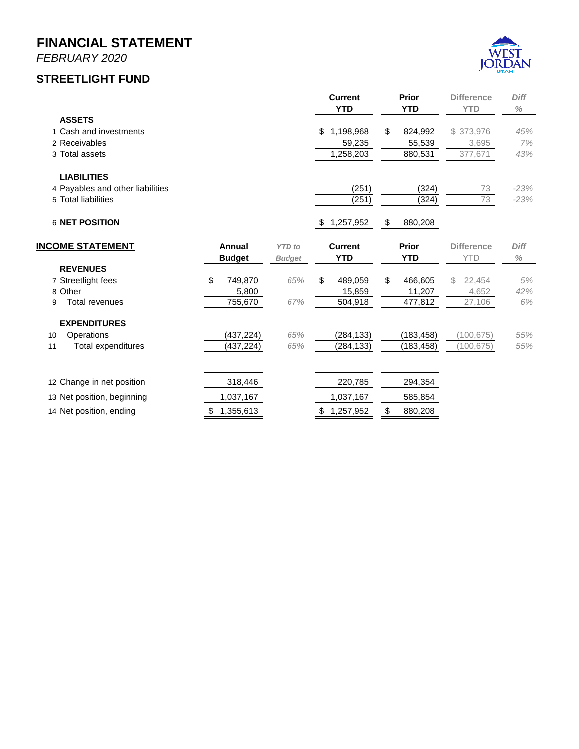# FINANCIAL STATEMENT

*FEBRUARY 2020*

## STREETLIGHT FUND

| | | Current YTD | Prior YTD | Difference YTD | *Diff %* |
|---|---|---|---|---|---|
| | **ASSETS** | | | | |
| 1 | Cash and investments | $ 1,198,968 | $ 824,992 | $ 373,976 | *45%* |
| 2 | Receivables | 59,235 | 55,539 | 3,695 | *7%* |
| 3 | Total assets | 1,258,203 | 880,531 | 377,671 | *43%* |
| | **LIABILITIES** | | | | |
| 4 | Payables and other liabilities | (251) | (324) | 73 | *-23%* |
| 5 | Total liabilities | (251) | (324) | 73 | *-23%* |
| 6 | **NET POSITION** | $ 1,257,952 | $ 880,208 | | |

## INCOME STATEMENT

| | | Annual Budget | *YTD to Budget* | Current YTD | Prior YTD | Difference YTD | *Diff %* |
|---|---|---|---|---|---|---|---|
| | **REVENUES** | | | | | | |
| 7 | Streetlight fees | $ 749,870 | *65%* | $ 489,059 | $ 466,605 | $ 22,454 | *5%* |
| 8 | Other | 5,800 | | 15,859 | 11,207 | 4,652 | *42%* |
| 9 | Total revenues | 755,670 | *67%* | 504,918 | 477,812 | 27,106 | *6%* |
| | **EXPENDITURES** | | | | | | |
| 10 | Operations | (437,224) | *65%* | (284,133) | (183,458) | (100,675) | *55%* |
| 11 | Total expenditures | (437,224) | *65%* | (284,133) | (183,458) | (100,675) | *55%* |
| 12 | Change in net position | 318,446 | | 220,785 | 294,354 | | |
| 13 | Net position, beginning | 1,037,167 | | 1,037,167 | 585,854 | | |
| 14 | Net position, ending | $ 1,355,613 | | $ 1,257,952 | $ 880,208 | | |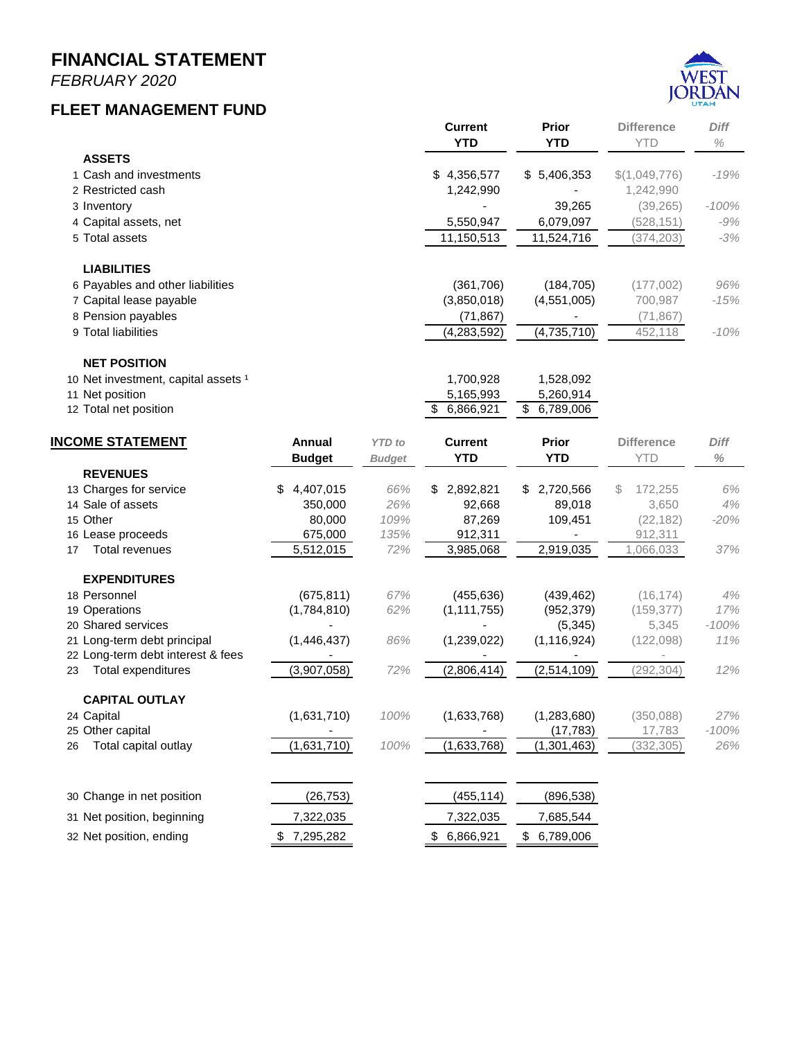# FINANCIAL STATEMENT

*FEBRUARY 2020*

## FLEET MANAGEMENT FUND

| | | Current YTD | Prior YTD | Difference YTD | Diff % |
|---|---|---|---|---|---|
| | **ASSETS** | | | | |
| 1 | Cash and investments | $ 4,356,577 | $ 5,406,353 | $(1,049,776) | -19% |
| 2 | Restricted cash | 1,242,990 | - | 1,242,990 | |
| 3 | Inventory | - | 39,265 | (39,265) | -100% |
| 4 | Capital assets, net | 5,550,947 | 6,079,097 | (528,151) | -9% |
| 5 | Total assets | 11,150,513 | 11,524,716 | (374,203) | -3% |
| | **LIABILITIES** | | | | |
| 6 | Payables and other liabilities | (361,706) | (184,705) | (177,002) | 96% |
| 7 | Capital lease payable | (3,850,018) | (4,551,005) | 700,987 | -15% |
| 8 | Pension payables | (71,867) | - | (71,867) | |
| 9 | Total liabilities | (4,283,592) | (4,735,710) | 452,118 | -10% |
| | **NET POSITION** | | | | |
| 10 | Net investment, capital assets [1] | 1,700,928 | 1,528,092 | | |
| 11 | Net position | 5,165,993 | 5,260,914 | | |
| 12 | Total net position | $ 6,866,921 | $ 6,789,006 | | |

| | **INCOME STATEMENT** | Annual Budget | *YTD to Budget* | Current YTD | Prior YTD | Difference YTD | Diff % |
|---|---|---|---|---|---|---|---|
| | **REVENUES** | | | | | | |
| 13 | Charges for service | $ 4,407,015 | *66%* | $ 2,892,821 | $ 2,720,566 | $ 172,255 | 6% |
| 14 | Sale of assets | 350,000 | *26%* | 92,668 | 89,018 | 3,650 | 4% |
| 15 | Other | 80,000 | *109%* | 87,269 | 109,451 | (22,182) | -20% |
| 16 | Lease proceeds | 675,000 | *135%* | 912,311 | - | 912,311 | |
| 17 | Total revenues | 5,512,015 | *72%* | 3,985,068 | 2,919,035 | 1,066,033 | 37% |
| | **EXPENDITURES** | | | | | | |
| 18 | Personnel | (675,811) | *67%* | (455,636) | (439,462) | (16,174) | 4% |
| 19 | Operations | (1,784,810) | *62%* | (1,111,755) | (952,379) | (159,377) | 17% |
| 20 | Shared services | - | | - | (5,345) | 5,345 | -100% |
| 21 | Long-term debt principal | (1,446,437) | *86%* | (1,239,022) | (1,116,924) | (122,098) | 11% |
| 22 | Long-term debt interest & fees | - | | - | - | - | |
| 23 | Total expenditures | (3,907,058) | *72%* | (2,806,414) | (2,514,109) | (292,304) | 12% |
| | **CAPITAL OUTLAY** | | | | | | |
| 24 | Capital | (1,631,710) | *100%* | (1,633,768) | (1,283,680) | (350,088) | 27% |
| 25 | Other capital | - | | - | (17,783) | 17,783 | -100% |
| 26 | Total capital outlay | (1,631,710) | *100%* | (1,633,768) | (1,301,463) | (332,305) | 26% |
| 30 | Change in net position | (26,753) | | (455,114) | (896,538) | | |
| 31 | Net position, beginning | 7,322,035 | | 7,322,035 | 7,685,544 | | |
| 32 | Net position, ending | $ 7,295,282 | | $ 6,866,921 | $ 6,789,006 | | |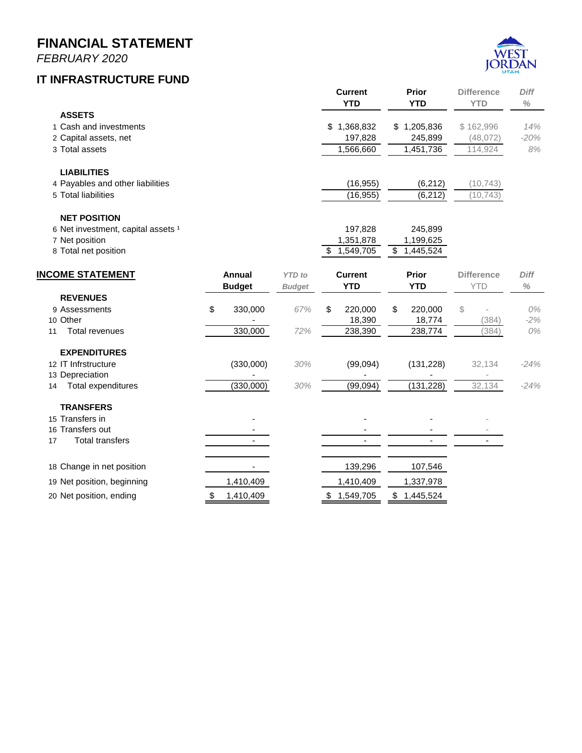# FINANCIAL STATEMENT

*FEBRUARY 2020*

## IT INFRASTRUCTURE FUND

| | Current YTD | Prior YTD | Difference YTD | Diff % |
|---|---|---|---|---|
| **ASSETS** | | | | |
| 1 Cash and investments | $ 1,368,832 | $ 1,205,836 | $ 162,996 | 14% |
| 2 Capital assets, net | 197,828 | 245,899 | (48,072) | -20% |
| 3 Total assets | 1,566,660 | 1,451,736 | 114,924 | 8% |
| **LIABILITIES** | | | | |
| 4 Payables and other liabilities | (16,955) | (6,212) | (10,743) | |
| 5 Total liabilities | (16,955) | (6,212) | (10,743) | |
| **NET POSITION** | | | | |
| 6 Net investment, capital assets [1] | 197,828 | 245,899 | | |
| 7 Net position | 1,351,878 | 1,199,625 | | |
| 8 Total net position | $ 1,549,705 | $ 1,445,524 | | |

| INCOME STATEMENT | Annual Budget | YTD to Budget | Current YTD | Prior YTD | Difference YTD | Diff % |
|---|---|---|---|---|---|---|
| **REVENUES** | | | | | | |
| 9 Assessments | $ 330,000 | 67% | $ 220,000 | $ 220,000 | $ - | 0% |
| 10 Other | - | | 18,390 | 18,774 | (384) | -2% |
| 11 Total revenues | 330,000 | 72% | 238,390 | 238,774 | (384) | 0% |
| **EXPENDITURES** | | | | | | |
| 12 IT Infrstructure | (330,000) | 30% | (99,094) | (131,228) | 32,134 | -24% |
| 13 Depreciation | - | | - | - | - | |
| 14 Total expenditures | (330,000) | 30% | (99,094) | (131,228) | 32,134 | -24% |
| **TRANSFERS** | | | | | | |
| 15 Transfers in | - | | - | - | - | |
| 16 Transfers out | - | | - | - | - | |
| 17 Total transfers | - | | - | - | - | |
| 18 Change in net position | - | | 139,296 | 107,546 | | |
| 19 Net position, beginning | 1,410,409 | | 1,410,409 | 1,337,978 | | |
| 20 Net position, ending | $ 1,410,409 | | $ 1,549,705 | $ 1,445,524 | | |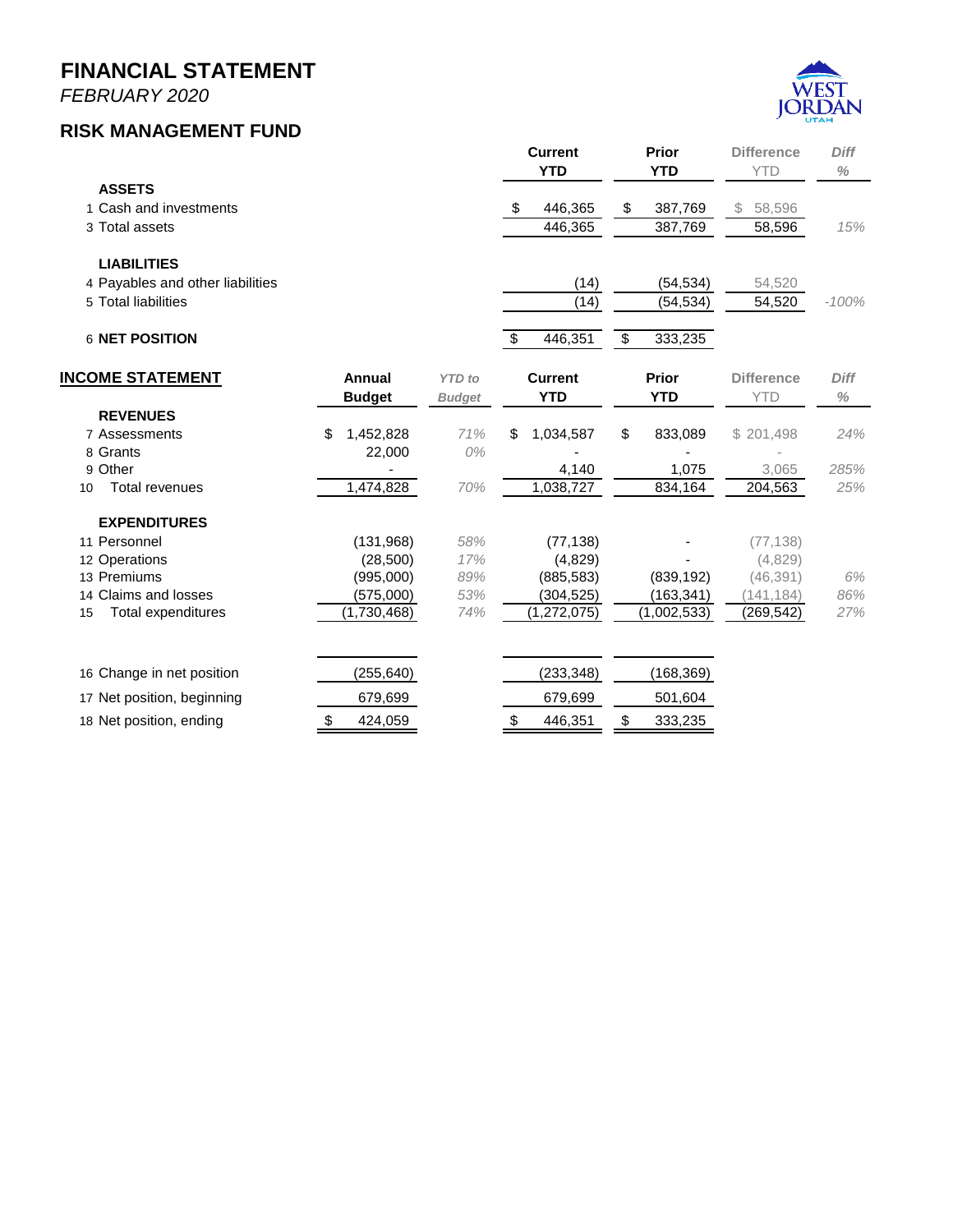# FINANCIAL STATEMENT

*FEBRUARY 2020*

## RISK MANAGEMENT FUND

| | Current YTD | Prior YTD | Difference YTD | Diff % |
|---|---|---|---|---|
| **ASSETS** | | | | |
| 1 Cash and investments | $ 446,365 | $ 387,769 | $ 58,596 | |
| 3 Total assets | 446,365 | 387,769 | 58,596 | *15%* |
| **LIABILITIES** | | | | |
| 4 Payables and other liabilities | (14) | (54,534) | 54,520 | |
| 5 Total liabilities | (14) | (54,534) | 54,520 | *-100%* |
| 6 **NET POSITION** | $ 446,351 | $ 333,235 | | |

| **INCOME STATEMENT** | Annual Budget | *YTD to Budget* | Current YTD | Prior YTD | Difference YTD | Diff % |
|---|---|---|---|---|---|---|
| **REVENUES** | | | | | | |
| 7 Assessments | $ 1,452,828 | *71%* | $ 1,034,587 | $ 833,089 | $ 201,498 | *24%* |
| 8 Grants | 22,000 | *0%* | - | - | - | |
| 9 Other | - | | 4,140 | 1,075 | 3,065 | *285%* |
| 10 Total revenues | 1,474,828 | *70%* | 1,038,727 | 834,164 | 204,563 | *25%* |
| **EXPENDITURES** | | | | | | |
| 11 Personnel | (131,968) | *58%* | (77,138) | - | (77,138) | |
| 12 Operations | (28,500) | *17%* | (4,829) | - | (4,829) | |
| 13 Premiums | (995,000) | *89%* | (885,583) | (839,192) | (46,391) | *6%* |
| 14 Claims and losses | (575,000) | *53%* | (304,525) | (163,341) | (141,184) | *86%* |
| 15 Total expenditures | (1,730,468) | *74%* | (1,272,075) | (1,002,533) | (269,542) | *27%* |
| 16 Change in net position | (255,640) | | (233,348) | (168,369) | | |
| 17 Net position, beginning | 679,699 | | 679,699 | 501,604 | | |
| 18 Net position, ending | $ 424,059 | | $ 446,351 | $ 333,235 | | |